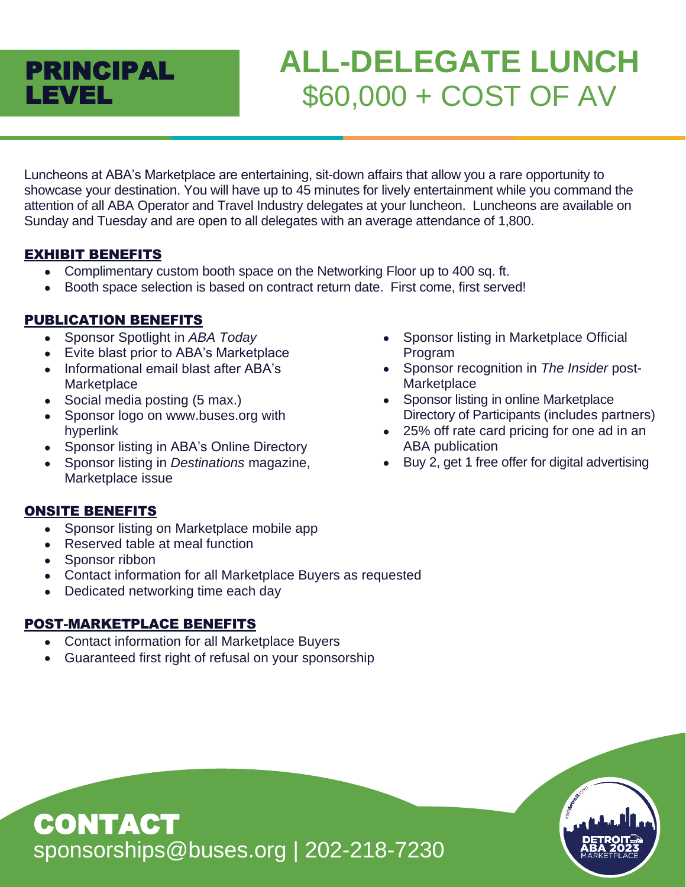# PRINCIPAL LEVEL

# ALL-DELEGATE LUNCH
## $60,000 + COST OF AV

Luncheons at ABA's Marketplace are entertaining, sit-down affairs that allow you a rare opportunity to showcase your destination. You will have up to 45 minutes for lively entertainment while you command the attention of all ABA Operator and Travel Industry delegates at your luncheon. Luncheons are available on Sunday and Tuesday and are open to all delegates with an average attendance of 1,800.

### EXHIBIT BENEFITS

- Complimentary custom booth space on the Networking Floor up to 400 sq. ft.
- Booth space selection is based on contract return date. First come, first served!

### PUBLICATION BENEFITS

- Sponsor Spotlight in *ABA Today*
- Evite blast prior to ABA's Marketplace
- Informational email blast after ABA's Marketplace
- Social media posting (5 max.)
- Sponsor logo on www.buses.org with hyperlink
- Sponsor listing in ABA's Online Directory
- Sponsor listing in *Destinations* magazine, Marketplace issue
- Sponsor listing in Marketplace Official Program
- Sponsor recognition in *The Insider* post-Marketplace
- Sponsor listing in online Marketplace Directory of Participants (includes partners)
- 25% off rate card pricing for one ad in an ABA publication
- Buy 2, get 1 free offer for digital advertising

### ONSITE BENEFITS

- Sponsor listing on Marketplace mobile app
- Reserved table at meal function
- Sponsor ribbon
- Contact information for all Marketplace Buyers as requested
- Dedicated networking time each day

### POST-MARKETPLACE BENEFITS

- Contact information for all Marketplace Buyers
- Guaranteed first right of refusal on your sponsorship

## CONTACT

sponsorships@buses.org | 202-218-7230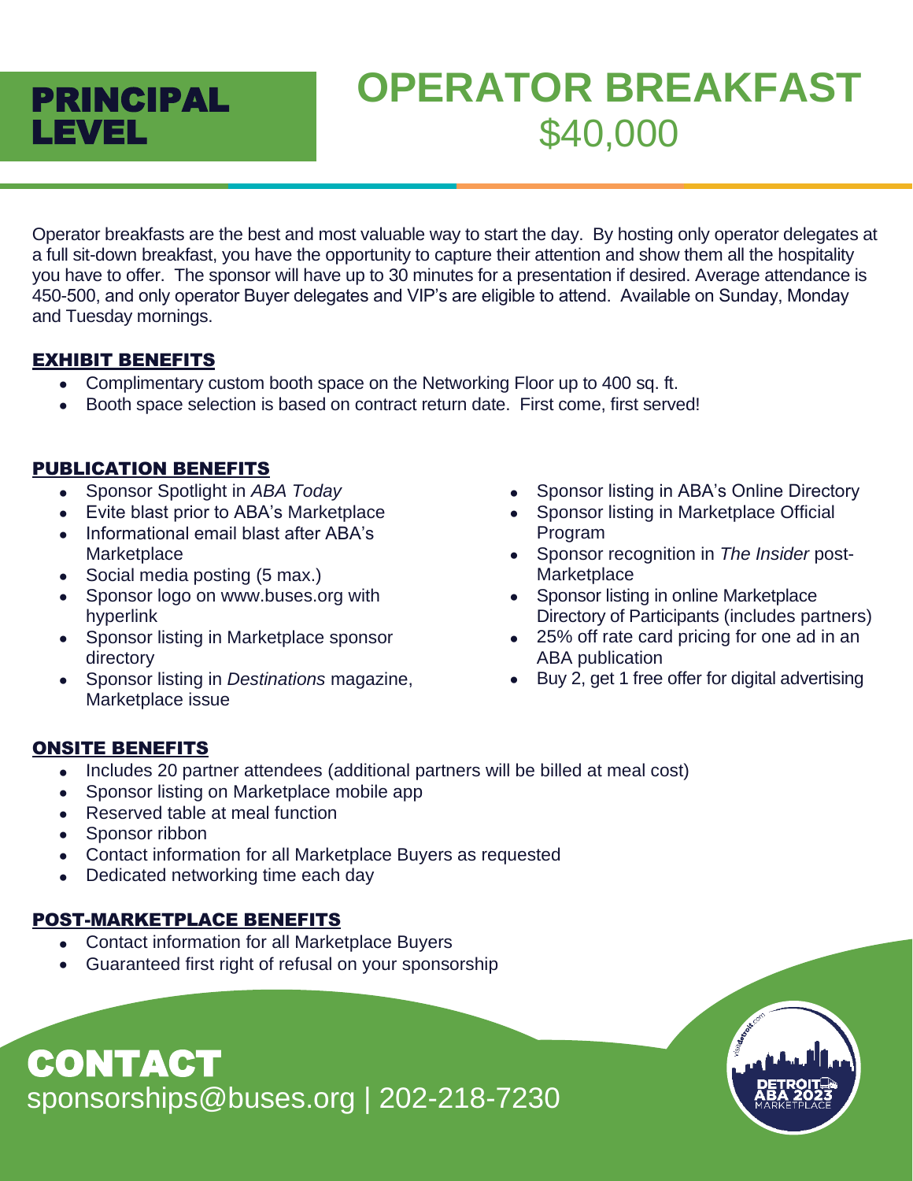# PRINCIPAL LEVEL

# OPERATOR BREAKFAST
## $40,000

Operator breakfasts are the best and most valuable way to start the day. By hosting only operator delegates at a full sit-down breakfast, you have the opportunity to capture their attention and show them all the hospitality you have to offer. The sponsor will have up to 30 minutes for a presentation if desired. Average attendance is 450-500, and only operator Buyer delegates and VIP's are eligible to attend. Available on Sunday, Monday and Tuesday mornings.

### EXHIBIT BENEFITS

- Complimentary custom booth space on the Networking Floor up to 400 sq. ft.
- Booth space selection is based on contract return date. First come, first served!

### PUBLICATION BENEFITS

- Sponsor Spotlight in *ABA Today*
- Evite blast prior to ABA's Marketplace
- Informational email blast after ABA's Marketplace
- Social media posting (5 max.)
- Sponsor logo on www.buses.org with hyperlink
- Sponsor listing in Marketplace sponsor directory
- Sponsor listing in *Destinations* magazine, Marketplace issue
- Sponsor listing in ABA's Online Directory
- Sponsor listing in Marketplace Official Program
- Sponsor recognition in *The Insider* post-Marketplace
- Sponsor listing in online Marketplace Directory of Participants (includes partners)
- 25% off rate card pricing for one ad in an ABA publication
- Buy 2, get 1 free offer for digital advertising

### ONSITE BENEFITS

- Includes 20 partner attendees (additional partners will be billed at meal cost)
- Sponsor listing on Marketplace mobile app
- Reserved table at meal function
- Sponsor ribbon
- Contact information for all Marketplace Buyers as requested
- Dedicated networking time each day

### POST-MARKETPLACE BENEFITS

- Contact information for all Marketplace Buyers
- Guaranteed first right of refusal on your sponsorship

## CONTACT

sponsorships@buses.org | 202-218-7230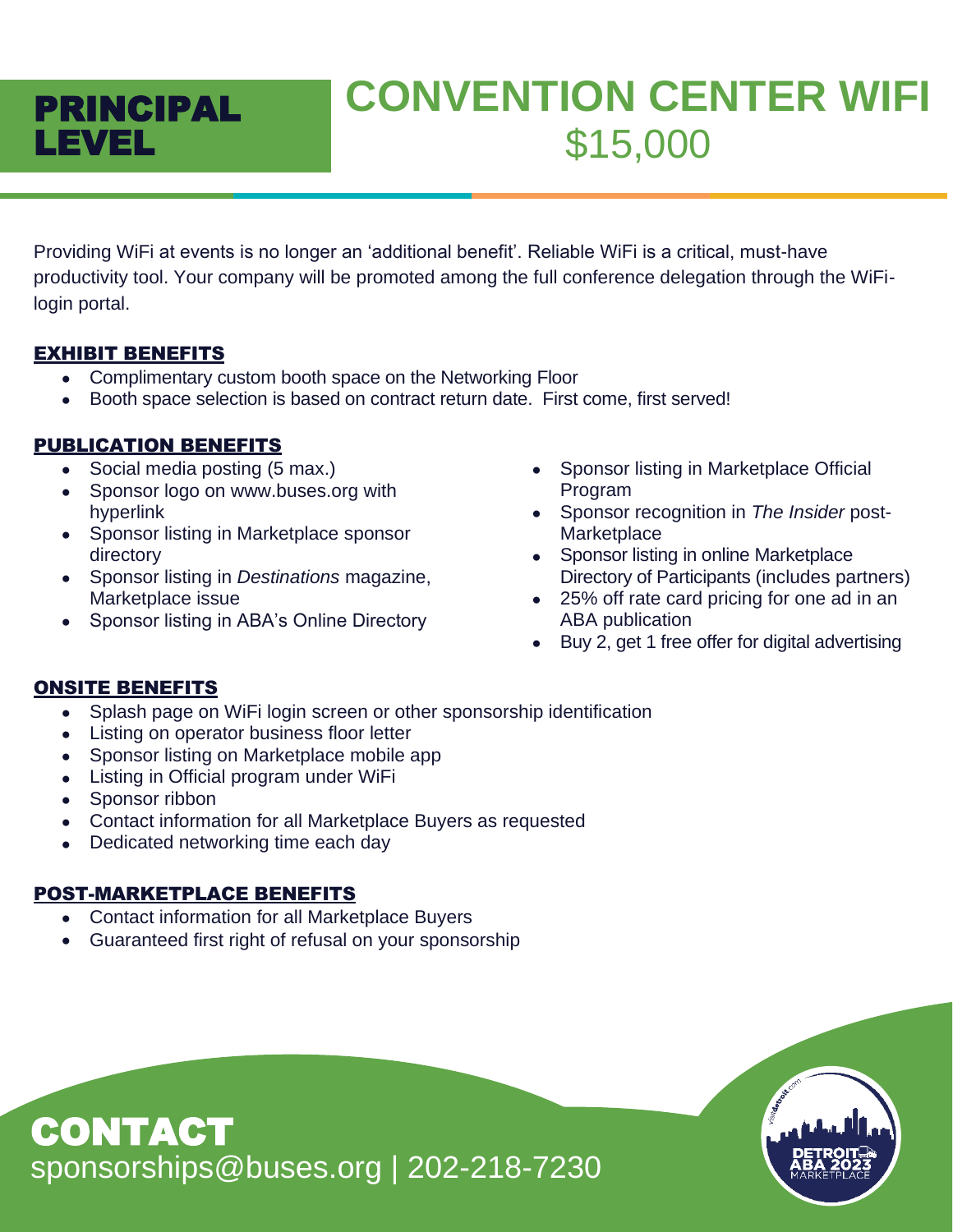# PRINCIPAL LEVEL

# CONVENTION CENTER WIFI
## $15,000

Providing WiFi at events is no longer an 'additional benefit'. Reliable WiFi is a critical, must-have productivity tool. Your company will be promoted among the full conference delegation through the WiFi-login portal.

### EXHIBIT BENEFITS

- Complimentary custom booth space on the Networking Floor
- Booth space selection is based on contract return date. First come, first served!

### PUBLICATION BENEFITS

- Social media posting (5 max.)
- Sponsor logo on www.buses.org with hyperlink
- Sponsor listing in Marketplace sponsor directory
- Sponsor listing in *Destinations* magazine, Marketplace issue
- Sponsor listing in ABA's Online Directory
- Sponsor listing in Marketplace Official Program
- Sponsor recognition in *The Insider* post-Marketplace
- Sponsor listing in online Marketplace Directory of Participants (includes partners)
- 25% off rate card pricing for one ad in an ABA publication
- Buy 2, get 1 free offer for digital advertising

### ONSITE BENEFITS

- Splash page on WiFi login screen or other sponsorship identification
- Listing on operator business floor letter
- Sponsor listing on Marketplace mobile app
- Listing in Official program under WiFi
- Sponsor ribbon
- Contact information for all Marketplace Buyers as requested
- Dedicated networking time each day

### POST-MARKETPLACE BENEFITS

- Contact information for all Marketplace Buyers
- Guaranteed first right of refusal on your sponsorship

## CONTACT

sponsorships@buses.org | 202-218-7230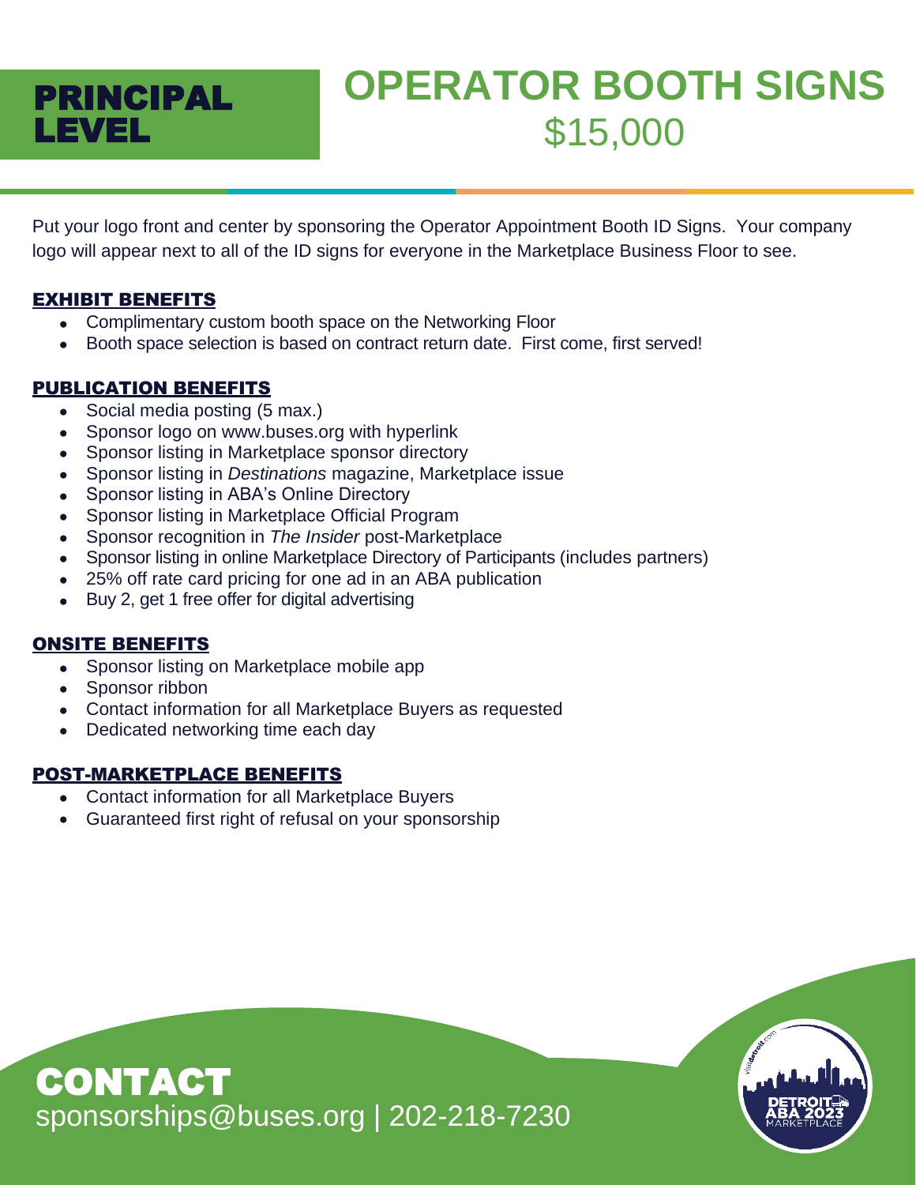# PRINCIPAL LEVEL

# OPERATOR BOOTH SIGNS
## $15,000

Put your logo front and center by sponsoring the Operator Appointment Booth ID Signs. Your company logo will appear next to all of the ID signs for everyone in the Marketplace Business Floor to see.

### EXHIBIT BENEFITS

- Complimentary custom booth space on the Networking Floor
- Booth space selection is based on contract return date. First come, first served!

### PUBLICATION BENEFITS

- Social media posting (5 max.)
- Sponsor logo on www.buses.org with hyperlink
- Sponsor listing in Marketplace sponsor directory
- Sponsor listing in *Destinations* magazine, Marketplace issue
- Sponsor listing in ABA's Online Directory
- Sponsor listing in Marketplace Official Program
- Sponsor recognition in *The Insider* post-Marketplace
- Sponsor listing in online Marketplace Directory of Participants (includes partners)
- 25% off rate card pricing for one ad in an ABA publication
- Buy 2, get 1 free offer for digital advertising

### ONSITE BENEFITS

- Sponsor listing on Marketplace mobile app
- Sponsor ribbon
- Contact information for all Marketplace Buyers as requested
- Dedicated networking time each day

### POST-MARKETPLACE BENEFITS

- Contact information for all Marketplace Buyers
- Guaranteed first right of refusal on your sponsorship

## CONTACT

sponsorships@buses.org | 202-218-7230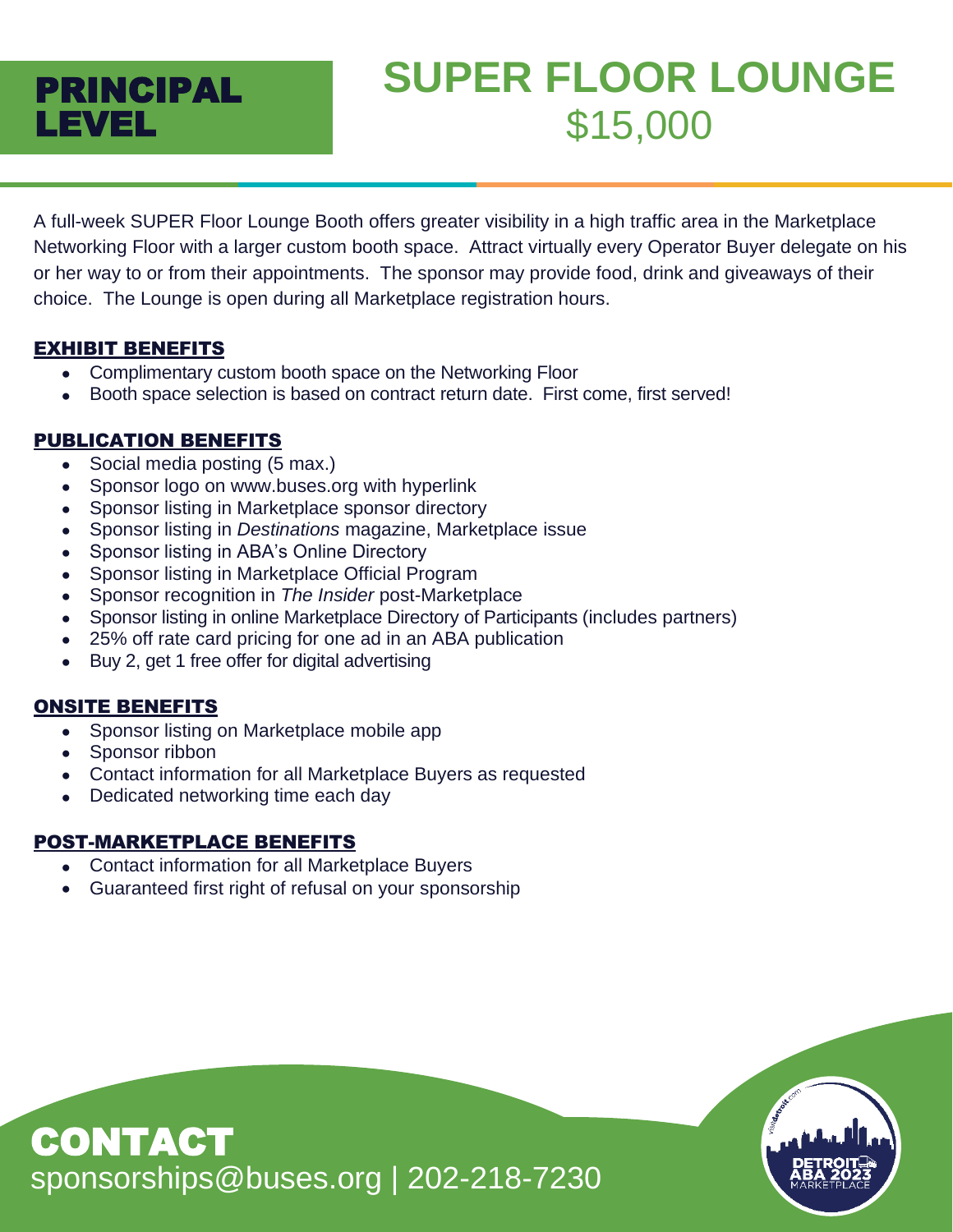## PRINCIPAL LEVEL

# SUPER FLOOR LOUNGE
## $15,000

A full-week SUPER Floor Lounge Booth offers greater visibility in a high traffic area in the Marketplace Networking Floor with a larger custom booth space. Attract virtually every Operator Buyer delegate on his or her way to or from their appointments. The sponsor may provide food, drink and giveaways of their choice. The Lounge is open during all Marketplace registration hours.

### EXHIBIT BENEFITS

- Complimentary custom booth space on the Networking Floor
- Booth space selection is based on contract return date. First come, first served!

### PUBLICATION BENEFITS

- Social media posting (5 max.)
- Sponsor logo on www.buses.org with hyperlink
- Sponsor listing in Marketplace sponsor directory
- Sponsor listing in *Destinations* magazine, Marketplace issue
- Sponsor listing in ABA's Online Directory
- Sponsor listing in Marketplace Official Program
- Sponsor recognition in *The Insider* post-Marketplace
- Sponsor listing in online Marketplace Directory of Participants (includes partners)
- 25% off rate card pricing for one ad in an ABA publication
- Buy 2, get 1 free offer for digital advertising

### ONSITE BENEFITS

- Sponsor listing on Marketplace mobile app
- Sponsor ribbon
- Contact information for all Marketplace Buyers as requested
- Dedicated networking time each day

### POST-MARKETPLACE BENEFITS

- Contact information for all Marketplace Buyers
- Guaranteed first right of refusal on your sponsorship

## CONTACT

sponsorships@buses.org | 202-218-7230

visitdetroit.com DETROIT ABA 2023 MARKETPLACE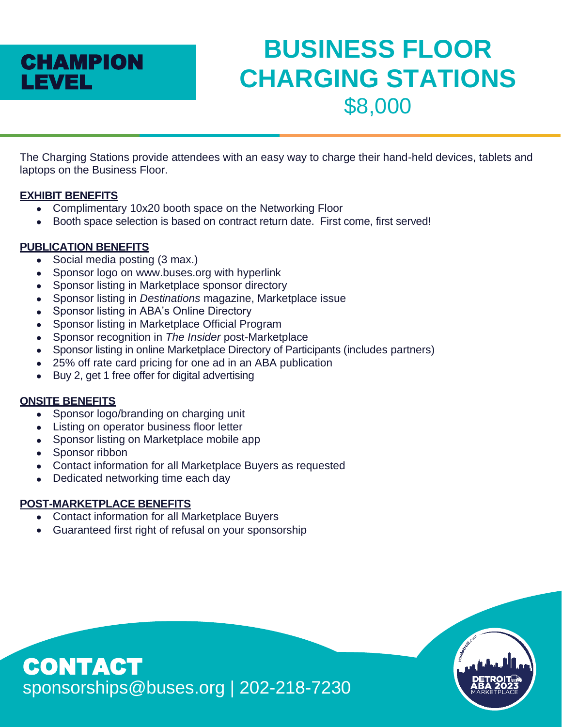## CHAMPION LEVEL

# BUSINESS FLOOR CHARGING STATIONS
## $8,000

The Charging Stations provide attendees with an easy way to charge their hand-held devices, tablets and laptops on the Business Floor.

**EXHIBIT BENEFITS**

- Complimentary 10x20 booth space on the Networking Floor
- Booth space selection is based on contract return date. First come, first served!

**PUBLICATION BENEFITS**

- Social media posting (3 max.)
- Sponsor logo on www.buses.org with hyperlink
- Sponsor listing in Marketplace sponsor directory
- Sponsor listing in *Destinations* magazine, Marketplace issue
- Sponsor listing in ABA's Online Directory
- Sponsor listing in Marketplace Official Program
- Sponsor recognition in *The Insider* post-Marketplace
- Sponsor listing in online Marketplace Directory of Participants (includes partners)
- 25% off rate card pricing for one ad in an ABA publication
- Buy 2, get 1 free offer for digital advertising

**ONSITE BENEFITS**

- Sponsor logo/branding on charging unit
- Listing on operator business floor letter
- Sponsor listing on Marketplace mobile app
- Sponsor ribbon
- Contact information for all Marketplace Buyers as requested
- Dedicated networking time each day

**POST-MARKETPLACE BENEFITS**

- Contact information for all Marketplace Buyers
- Guaranteed first right of refusal on your sponsorship

## CONTACT
sponsorships@buses.org | 202-218-7230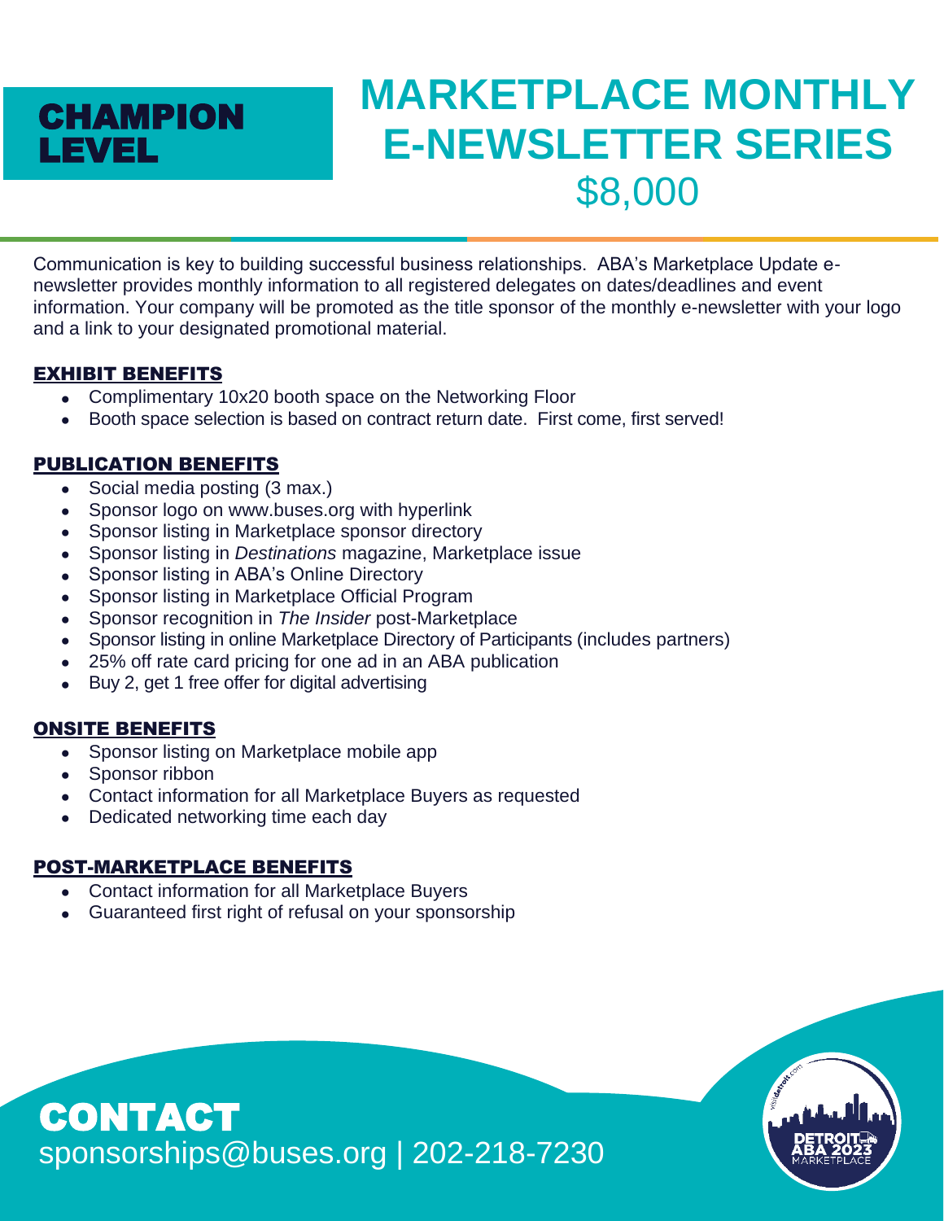## CHAMPION LEVEL

# MARKETPLACE MONTHLY E-NEWSLETTER SERIES
## $8,000

Communication is key to building successful business relationships. ABA's Marketplace Update e-newsletter provides monthly information to all registered delegates on dates/deadlines and event information. Your company will be promoted as the title sponsor of the monthly e-newsletter with your logo and a link to your designated promotional material.

### EXHIBIT BENEFITS

- Complimentary 10x20 booth space on the Networking Floor
- Booth space selection is based on contract return date. First come, first served!

### PUBLICATION BENEFITS

- Social media posting (3 max.)
- Sponsor logo on www.buses.org with hyperlink
- Sponsor listing in Marketplace sponsor directory
- Sponsor listing in *Destinations* magazine, Marketplace issue
- Sponsor listing in ABA's Online Directory
- Sponsor listing in Marketplace Official Program
- Sponsor recognition in *The Insider* post-Marketplace
- Sponsor listing in online Marketplace Directory of Participants (includes partners)
- 25% off rate card pricing for one ad in an ABA publication
- Buy 2, get 1 free offer for digital advertising

### ONSITE BENEFITS

- Sponsor listing on Marketplace mobile app
- Sponsor ribbon
- Contact information for all Marketplace Buyers as requested
- Dedicated networking time each day

### POST-MARKETPLACE BENEFITS

- Contact information for all Marketplace Buyers
- Guaranteed first right of refusal on your sponsorship

## CONTACT

sponsorships@buses.org | 202-218-7230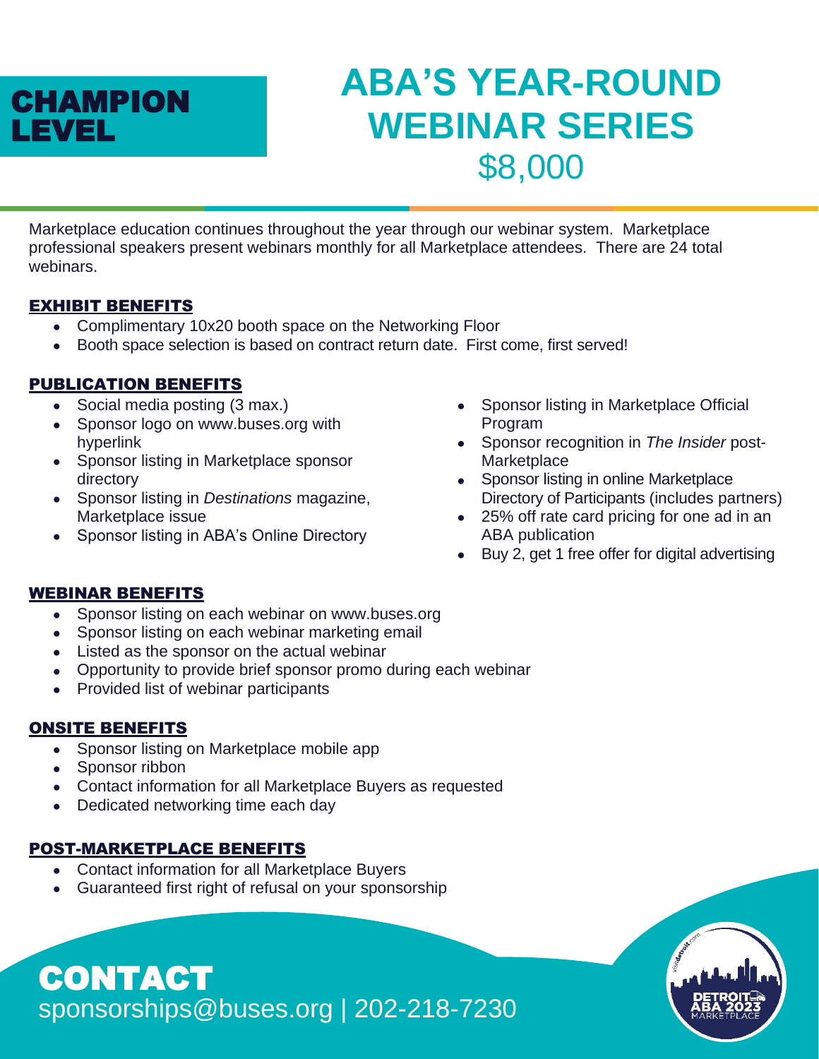## CHAMPION LEVEL

# ABA'S YEAR-ROUND WEBINAR SERIES

## $8,000

Marketplace education continues throughout the year through our webinar system. Marketplace professional speakers present webinars monthly for all Marketplace attendees. There are 24 total webinars.

### EXHIBIT BENEFITS

- Complimentary 10x20 booth space on the Networking Floor
- Booth space selection is based on contract return date. First come, first served!

### PUBLICATION BENEFITS

- Social media posting (3 max.)
- Sponsor logo on www.buses.org with hyperlink
- Sponsor listing in Marketplace sponsor directory
- Sponsor listing in *Destinations* magazine, Marketplace issue
- Sponsor listing in ABA's Online Directory
- Sponsor listing in Marketplace Official Program
- Sponsor recognition in *The Insider* post-Marketplace
- Sponsor listing in online Marketplace Directory of Participants (includes partners)
- 25% off rate card pricing for one ad in an ABA publication
- Buy 2, get 1 free offer for digital advertising

### WEBINAR BENEFITS

- Sponsor listing on each webinar on www.buses.org
- Sponsor listing on each webinar marketing email
- Listed as the sponsor on the actual webinar
- Opportunity to provide brief sponsor promo during each webinar
- Provided list of webinar participants

### ONSITE BENEFITS

- Sponsor listing on Marketplace mobile app
- Sponsor ribbon
- Contact information for all Marketplace Buyers as requested
- Dedicated networking time each day

### POST-MARKETPLACE BENEFITS

- Contact information for all Marketplace Buyers
- Guaranteed first right of refusal on your sponsorship

## CONTACT

sponsorships@buses.org | 202-218-7230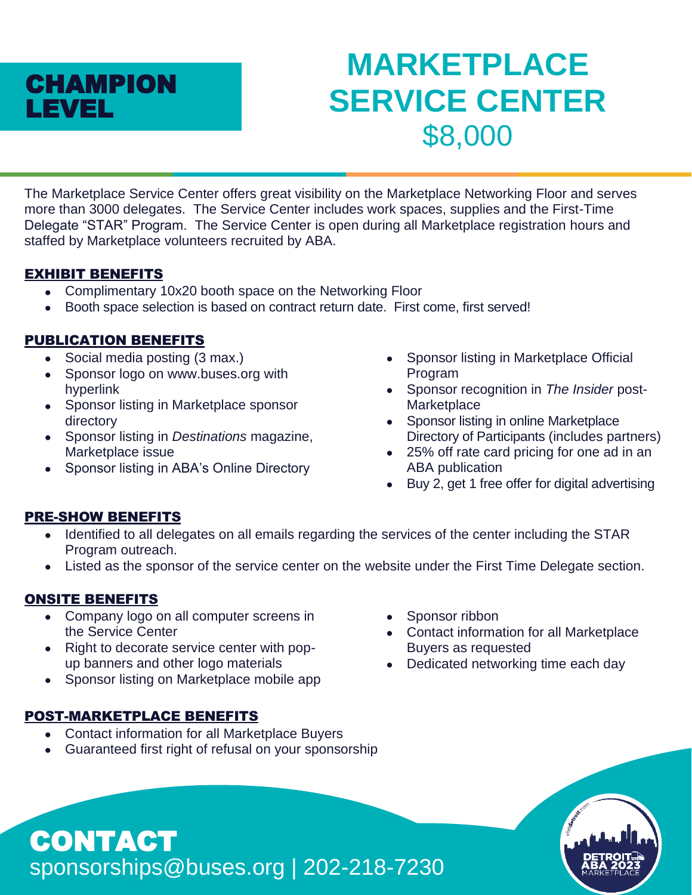## CHAMPION LEVEL

# MARKETPLACE SERVICE CENTER
# $8,000

The Marketplace Service Center offers great visibility on the Marketplace Networking Floor and serves more than 3000 delegates. The Service Center includes work spaces, supplies and the First-Time Delegate "STAR" Program. The Service Center is open during all Marketplace registration hours and staffed by Marketplace volunteers recruited by ABA.

### EXHIBIT BENEFITS

- Complimentary 10x20 booth space on the Networking Floor
- Booth space selection is based on contract return date. First come, first served!

### PUBLICATION BENEFITS

- Social media posting (3 max.)
- Sponsor logo on www.buses.org with hyperlink
- Sponsor listing in Marketplace sponsor directory
- Sponsor listing in *Destinations* magazine, Marketplace issue
- Sponsor listing in ABA's Online Directory
- Sponsor listing in Marketplace Official Program
- Sponsor recognition in *The Insider* post-Marketplace
- Sponsor listing in online Marketplace Directory of Participants (includes partners)
- 25% off rate card pricing for one ad in an ABA publication
- Buy 2, get 1 free offer for digital advertising

### PRE-SHOW BENEFITS

- Identified to all delegates on all emails regarding the services of the center including the STAR Program outreach.
- Listed as the sponsor of the service center on the website under the First Time Delegate section.

### ONSITE BENEFITS

- Company logo on all computer screens in the Service Center
- Right to decorate service center with pop-up banners and other logo materials
- Sponsor listing on Marketplace mobile app
- Sponsor ribbon
- Contact information for all Marketplace Buyers as requested
- Dedicated networking time each day

### POST-MARKETPLACE BENEFITS

- Contact information for all Marketplace Buyers
- Guaranteed first right of refusal on your sponsorship

## CONTACT

sponsorships@buses.org | 202-218-7230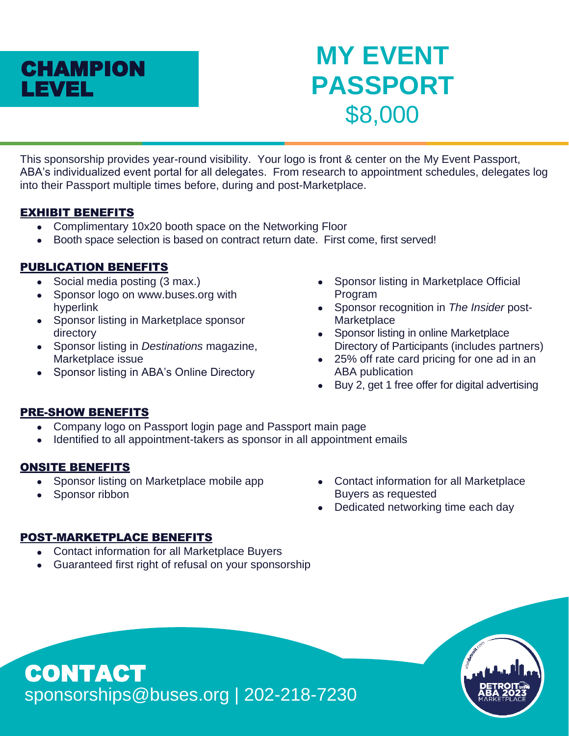# CHAMPION LEVEL

# MY EVENT PASSPORT

## $8,000

This sponsorship provides year-round visibility. Your logo is front & center on the My Event Passport, ABA's individualized event portal for all delegates. From research to appointment schedules, delegates log into their Passport multiple times before, during and post-Marketplace.

### EXHIBIT BENEFITS

- Complimentary 10x20 booth space on the Networking Floor
- Booth space selection is based on contract return date. First come, first served!

### PUBLICATION BENEFITS

- Social media posting (3 max.)
- Sponsor logo on www.buses.org with hyperlink
- Sponsor listing in Marketplace sponsor directory
- Sponsor listing in *Destinations* magazine, Marketplace issue
- Sponsor listing in ABA's Online Directory
- Sponsor listing in Marketplace Official Program
- Sponsor recognition in *The Insider* post-Marketplace
- Sponsor listing in online Marketplace Directory of Participants (includes partners)
- 25% off rate card pricing for one ad in an ABA publication
- Buy 2, get 1 free offer for digital advertising

### PRE-SHOW BENEFITS

- Company logo on Passport login page and Passport main page
- Identified to all appointment-takers as sponsor in all appointment emails

### ONSITE BENEFITS

- Sponsor listing on Marketplace mobile app
- Sponsor ribbon
- Contact information for all Marketplace Buyers as requested
- Dedicated networking time each day

### POST-MARKETPLACE BENEFITS

- Contact information for all Marketplace Buyers
- Guaranteed first right of refusal on your sponsorship

## CONTACT

sponsorships@buses.org | 202-218-7230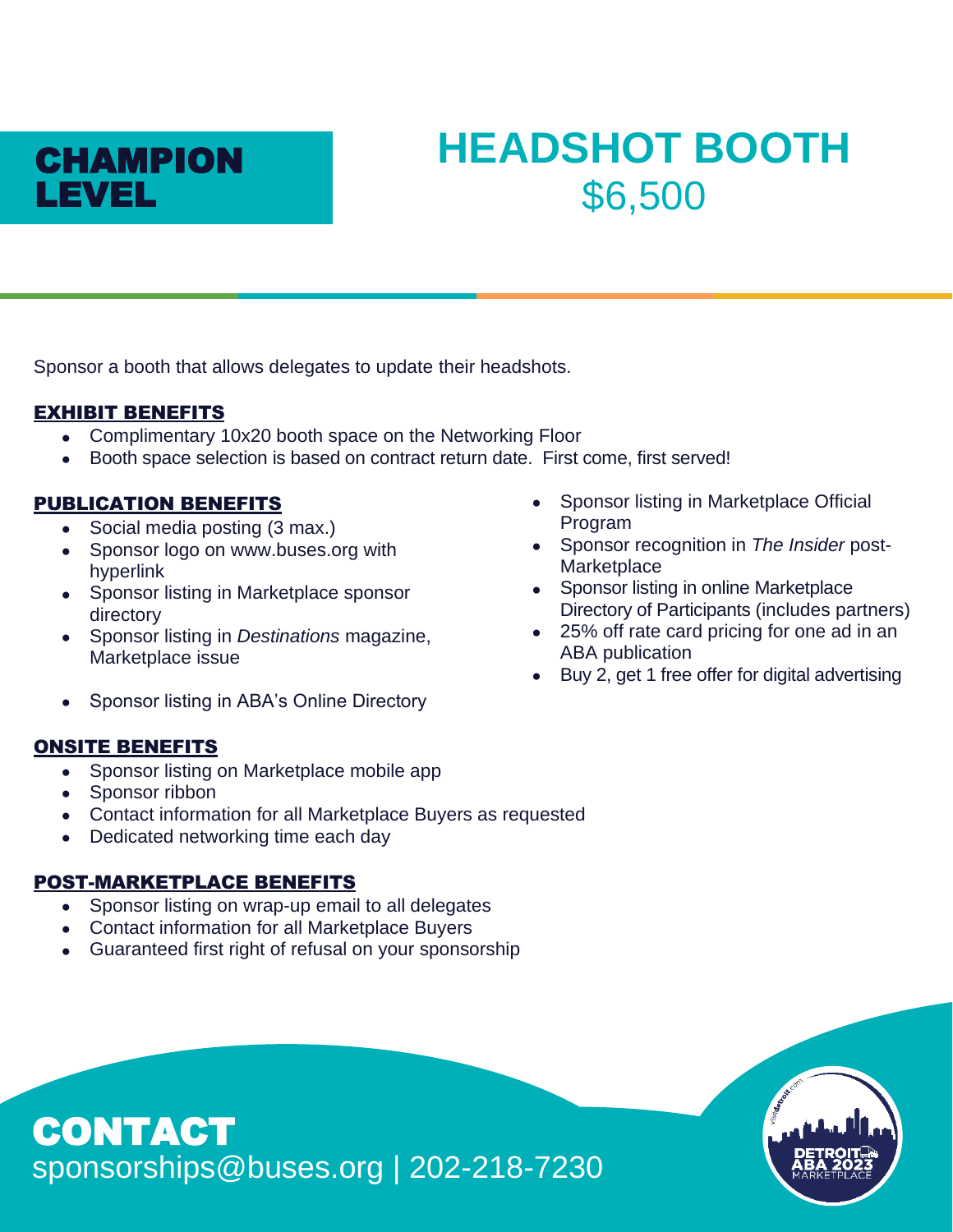## CHAMPION LEVEL

# HEADSHOT BOOTH

## $6,500

Sponsor a booth that allows delegates to update their headshots.

### EXHIBIT BENEFITS

- Complimentary 10x20 booth space on the Networking Floor
- Booth space selection is based on contract return date. First come, first served!

### PUBLICATION BENEFITS

- Social media posting (3 max.)
- Sponsor logo on www.buses.org with hyperlink
- Sponsor listing in Marketplace sponsor directory
- Sponsor listing in *Destinations* magazine, Marketplace issue
- Sponsor listing in ABA's Online Directory
- Sponsor listing in Marketplace Official Program
- Sponsor recognition in *The Insider* post-Marketplace
- Sponsor listing in online Marketplace Directory of Participants (includes partners)
- 25% off rate card pricing for one ad in an ABA publication
- Buy 2, get 1 free offer for digital advertising

### ONSITE BENEFITS

- Sponsor listing on Marketplace mobile app
- Sponsor ribbon
- Contact information for all Marketplace Buyers as requested
- Dedicated networking time each day

### POST-MARKETPLACE BENEFITS

- Sponsor listing on wrap-up email to all delegates
- Contact information for all Marketplace Buyers
- Guaranteed first right of refusal on your sponsorship

## CONTACT

sponsorships@buses.org | 202-218-7230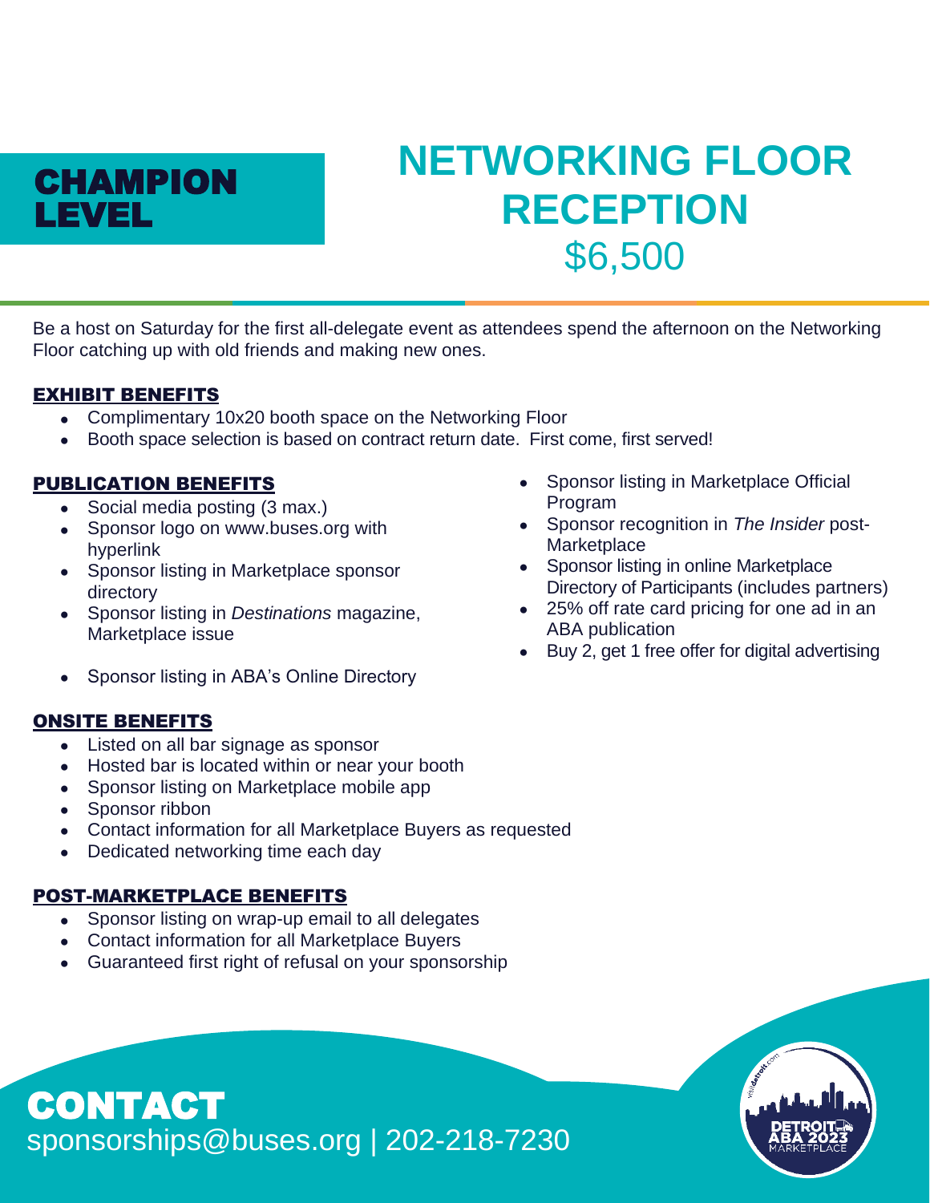## CHAMPION LEVEL

# NETWORKING FLOOR RECEPTION

## $6,500

Be a host on Saturday for the first all-delegate event as attendees spend the afternoon on the Networking Floor catching up with old friends and making new ones.

### EXHIBIT BENEFITS

- Complimentary 10x20 booth space on the Networking Floor
- Booth space selection is based on contract return date. First come, first served!

### PUBLICATION BENEFITS

- Social media posting (3 max.)
- Sponsor logo on www.buses.org with hyperlink
- Sponsor listing in Marketplace sponsor directory
- Sponsor listing in *Destinations* magazine, Marketplace issue
- Sponsor listing in ABA's Online Directory
- Sponsor listing in Marketplace Official Program
- Sponsor recognition in *The Insider* post-Marketplace
- Sponsor listing in online Marketplace Directory of Participants (includes partners)
- 25% off rate card pricing for one ad in an ABA publication
- Buy 2, get 1 free offer for digital advertising

### ONSITE BENEFITS

- Listed on all bar signage as sponsor
- Hosted bar is located within or near your booth
- Sponsor listing on Marketplace mobile app
- Sponsor ribbon
- Contact information for all Marketplace Buyers as requested
- Dedicated networking time each day

### POST-MARKETPLACE BENEFITS

- Sponsor listing on wrap-up email to all delegates
- Contact information for all Marketplace Buyers
- Guaranteed first right of refusal on your sponsorship

## CONTACT

sponsorships@buses.org | 202-218-7230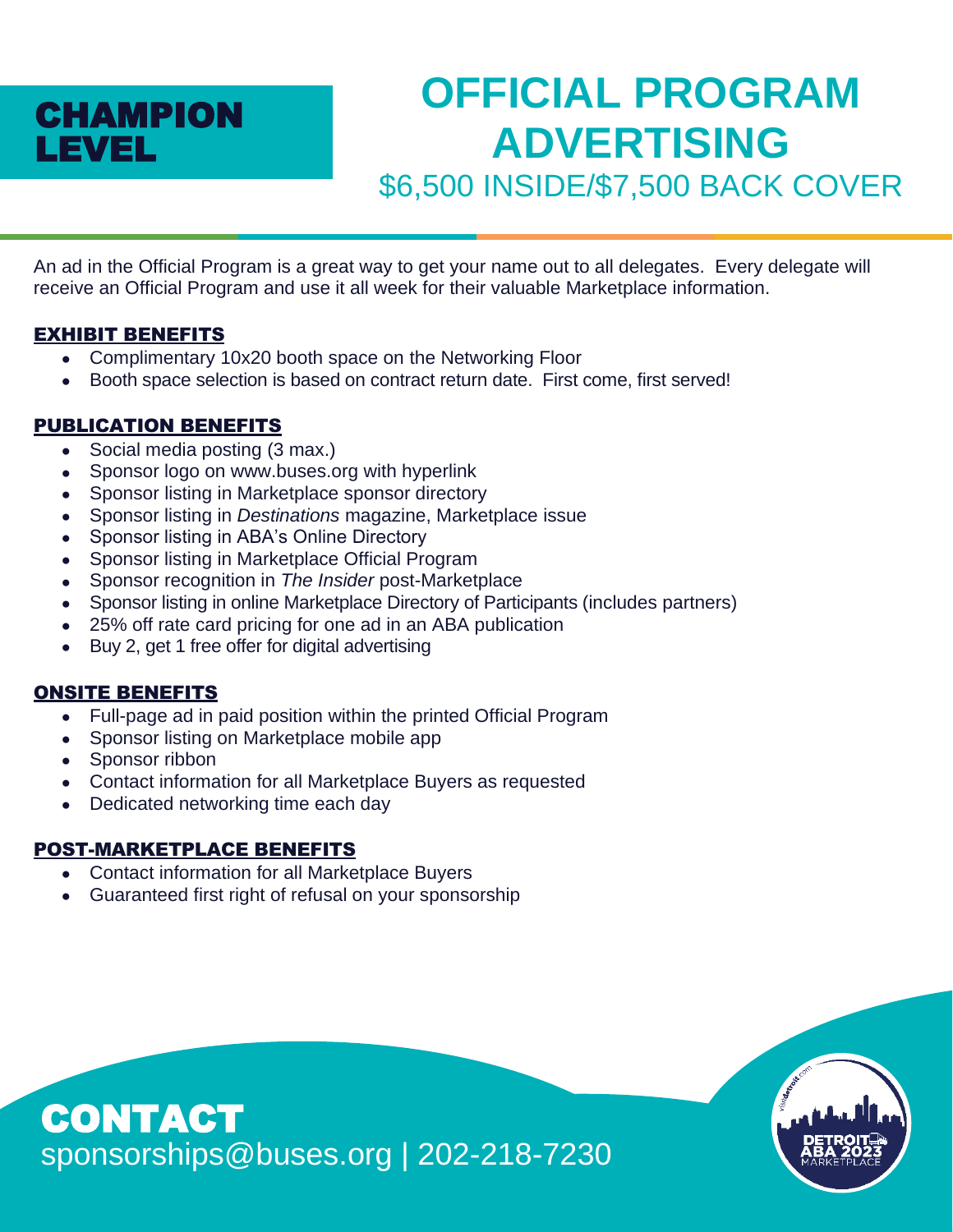## CHAMPION LEVEL

# OFFICIAL PROGRAM ADVERTISING

## $6,500 INSIDE/$7,500 BACK COVER

An ad in the Official Program is a great way to get your name out to all delegates. Every delegate will receive an Official Program and use it all week for their valuable Marketplace information.

### EXHIBIT BENEFITS

- Complimentary 10x20 booth space on the Networking Floor
- Booth space selection is based on contract return date. First come, first served!

### PUBLICATION BENEFITS

- Social media posting (3 max.)
- Sponsor logo on www.buses.org with hyperlink
- Sponsor listing in Marketplace sponsor directory
- Sponsor listing in *Destinations* magazine, Marketplace issue
- Sponsor listing in ABA's Online Directory
- Sponsor listing in Marketplace Official Program
- Sponsor recognition in *The Insider* post-Marketplace
- Sponsor listing in online Marketplace Directory of Participants (includes partners)
- 25% off rate card pricing for one ad in an ABA publication
- Buy 2, get 1 free offer for digital advertising

### ONSITE BENEFITS

- Full-page ad in paid position within the printed Official Program
- Sponsor listing on Marketplace mobile app
- Sponsor ribbon
- Contact information for all Marketplace Buyers as requested
- Dedicated networking time each day

### POST-MARKETPLACE BENEFITS

- Contact information for all Marketplace Buyers
- Guaranteed first right of refusal on your sponsorship

## CONTACT

sponsorships@buses.org | 202-218-7230

visitdetroit.com

DETROIT ABA 2023 MARKETPLACE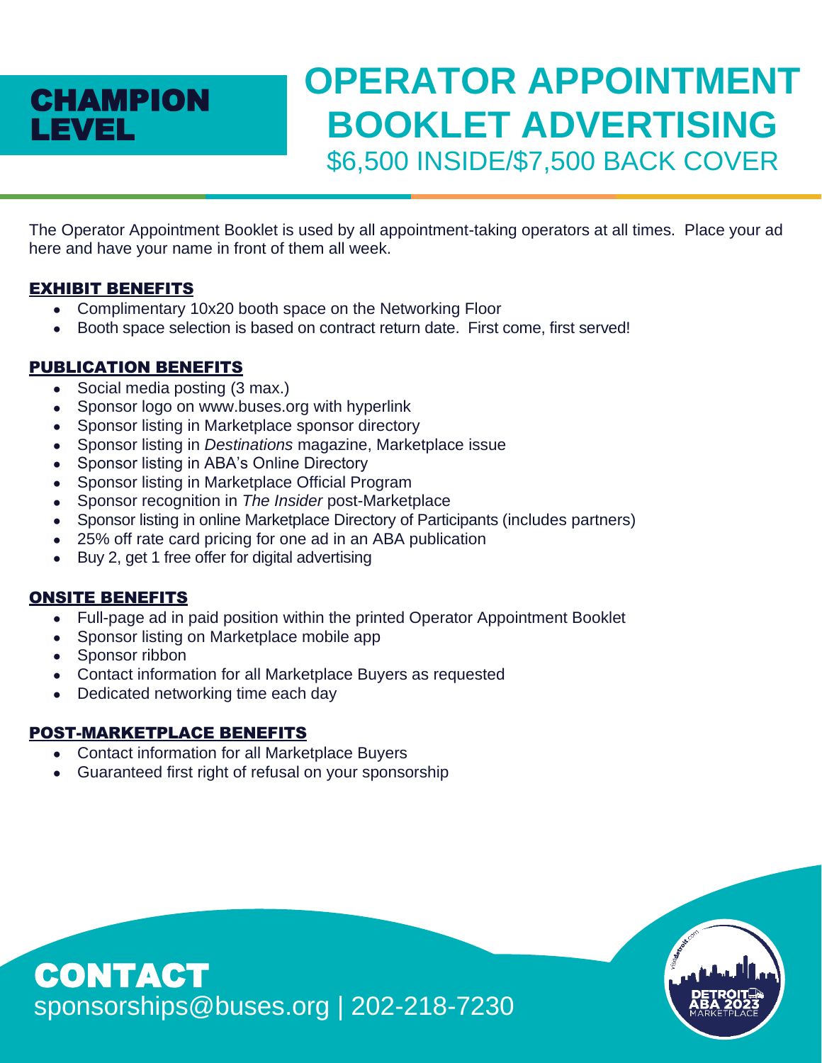## CHAMPION LEVEL

# OPERATOR APPOINTMENT BOOKLET ADVERTISING

$6,500 INSIDE/$7,500 BACK COVER

The Operator Appointment Booklet is used by all appointment-taking operators at all times. Place your ad here and have your name in front of them all week.

### EXHIBIT BENEFITS

- Complimentary 10x20 booth space on the Networking Floor
- Booth space selection is based on contract return date. First come, first served!

### PUBLICATION BENEFITS

- Social media posting (3 max.)
- Sponsor logo on www.buses.org with hyperlink
- Sponsor listing in Marketplace sponsor directory
- Sponsor listing in *Destinations* magazine, Marketplace issue
- Sponsor listing in ABA's Online Directory
- Sponsor listing in Marketplace Official Program
- Sponsor recognition in *The Insider* post-Marketplace
- Sponsor listing in online Marketplace Directory of Participants (includes partners)
- 25% off rate card pricing for one ad in an ABA publication
- Buy 2, get 1 free offer for digital advertising

### ONSITE BENEFITS

- Full-page ad in paid position within the printed Operator Appointment Booklet
- Sponsor listing on Marketplace mobile app
- Sponsor ribbon
- Contact information for all Marketplace Buyers as requested
- Dedicated networking time each day

### POST-MARKETPLACE BENEFITS

- Contact information for all Marketplace Buyers
- Guaranteed first right of refusal on your sponsorship

## CONTACT

sponsorships@buses.org | 202-218-7230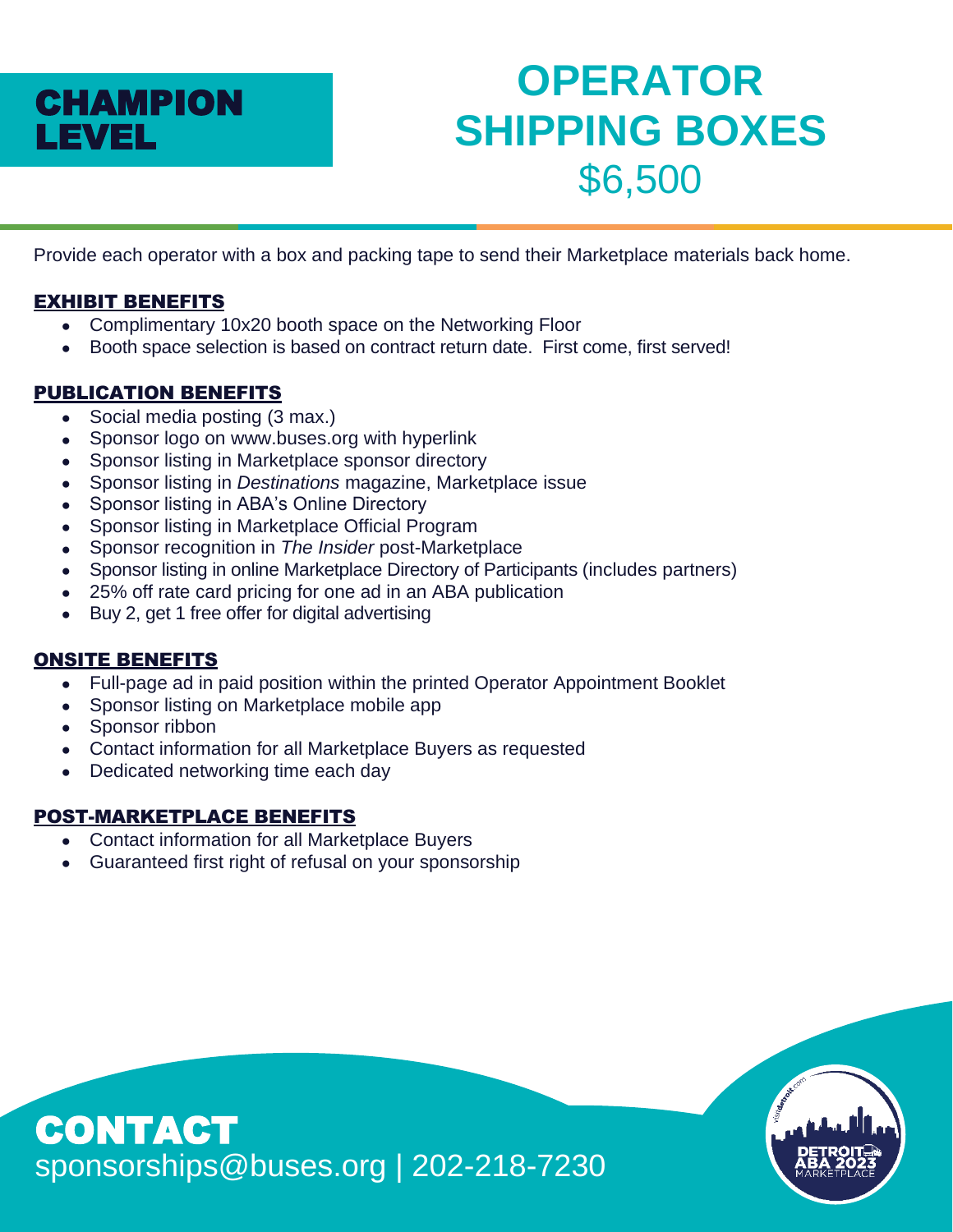## CHAMPION LEVEL

# OPERATOR SHIPPING BOXES

## $6,500

Provide each operator with a box and packing tape to send their Marketplace materials back home.

### EXHIBIT BENEFITS

- Complimentary 10x20 booth space on the Networking Floor
- Booth space selection is based on contract return date. First come, first served!

### PUBLICATION BENEFITS

- Social media posting (3 max.)
- Sponsor logo on www.buses.org with hyperlink
- Sponsor listing in Marketplace sponsor directory
- Sponsor listing in *Destinations* magazine, Marketplace issue
- Sponsor listing in ABA's Online Directory
- Sponsor listing in Marketplace Official Program
- Sponsor recognition in *The Insider* post-Marketplace
- Sponsor listing in online Marketplace Directory of Participants (includes partners)
- 25% off rate card pricing for one ad in an ABA publication
- Buy 2, get 1 free offer for digital advertising

### ONSITE BENEFITS

- Full-page ad in paid position within the printed Operator Appointment Booklet
- Sponsor listing on Marketplace mobile app
- Sponsor ribbon
- Contact information for all Marketplace Buyers as requested
- Dedicated networking time each day

### POST-MARKETPLACE BENEFITS

- Contact information for all Marketplace Buyers
- Guaranteed first right of refusal on your sponsorship

## CONTACT

sponsorships@buses.org | 202-218-7230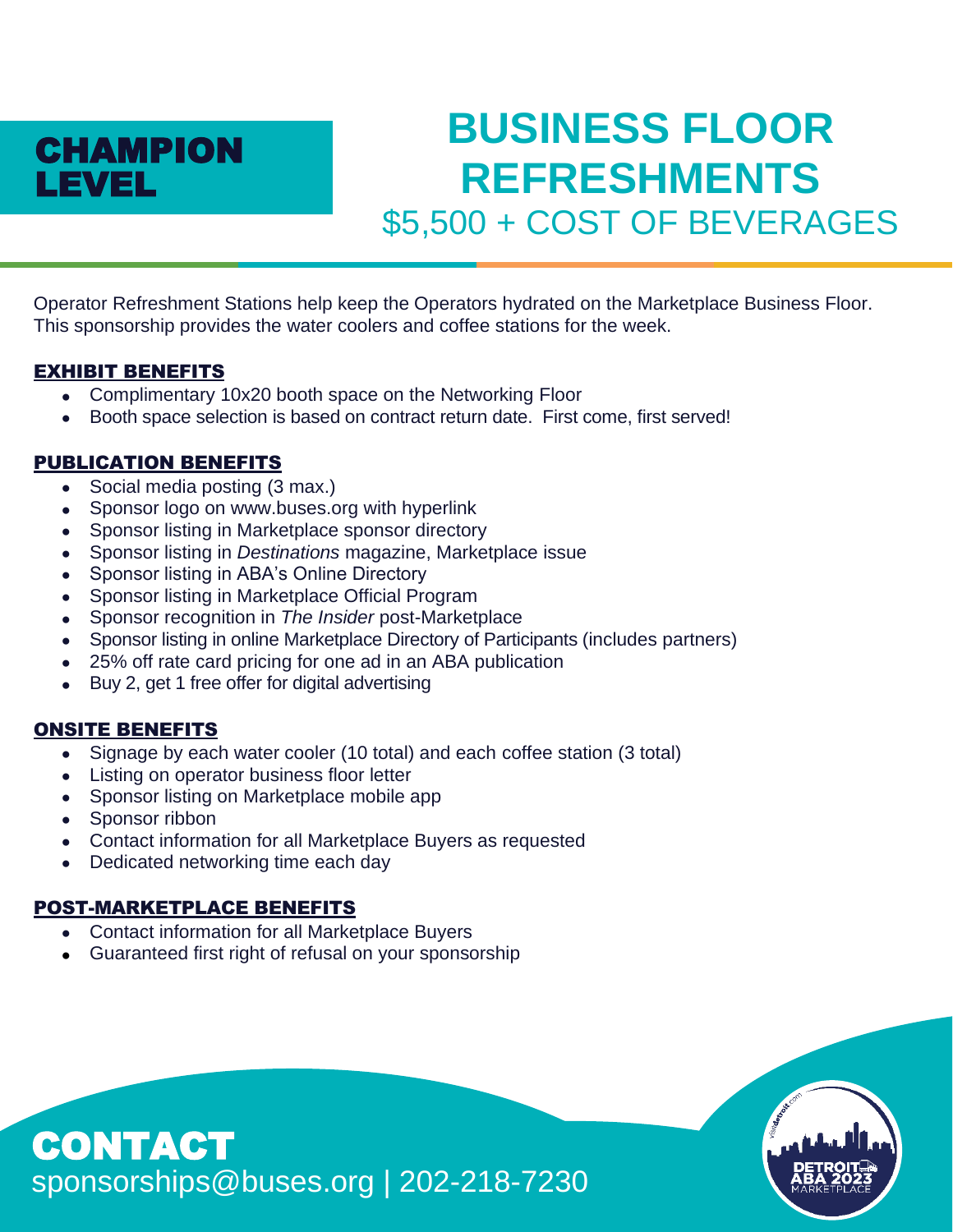## CHAMPION LEVEL

# BUSINESS FLOOR REFRESHMENTS

## $5,500 + COST OF BEVERAGES

Operator Refreshment Stations help keep the Operators hydrated on the Marketplace Business Floor. This sponsorship provides the water coolers and coffee stations for the week.

### EXHIBIT BENEFITS

- Complimentary 10x20 booth space on the Networking Floor
- Booth space selection is based on contract return date. First come, first served!

### PUBLICATION BENEFITS

- Social media posting (3 max.)
- Sponsor logo on www.buses.org with hyperlink
- Sponsor listing in Marketplace sponsor directory
- Sponsor listing in *Destinations* magazine, Marketplace issue
- Sponsor listing in ABA's Online Directory
- Sponsor listing in Marketplace Official Program
- Sponsor recognition in *The Insider* post-Marketplace
- Sponsor listing in online Marketplace Directory of Participants (includes partners)
- 25% off rate card pricing for one ad in an ABA publication
- Buy 2, get 1 free offer for digital advertising

### ONSITE BENEFITS

- Signage by each water cooler (10 total) and each coffee station (3 total)
- Listing on operator business floor letter
- Sponsor listing on Marketplace mobile app
- Sponsor ribbon
- Contact information for all Marketplace Buyers as requested
- Dedicated networking time each day

### POST-MARKETPLACE BENEFITS

- Contact information for all Marketplace Buyers
- Guaranteed first right of refusal on your sponsorship

## CONTACT

sponsorships@buses.org | 202-218-7230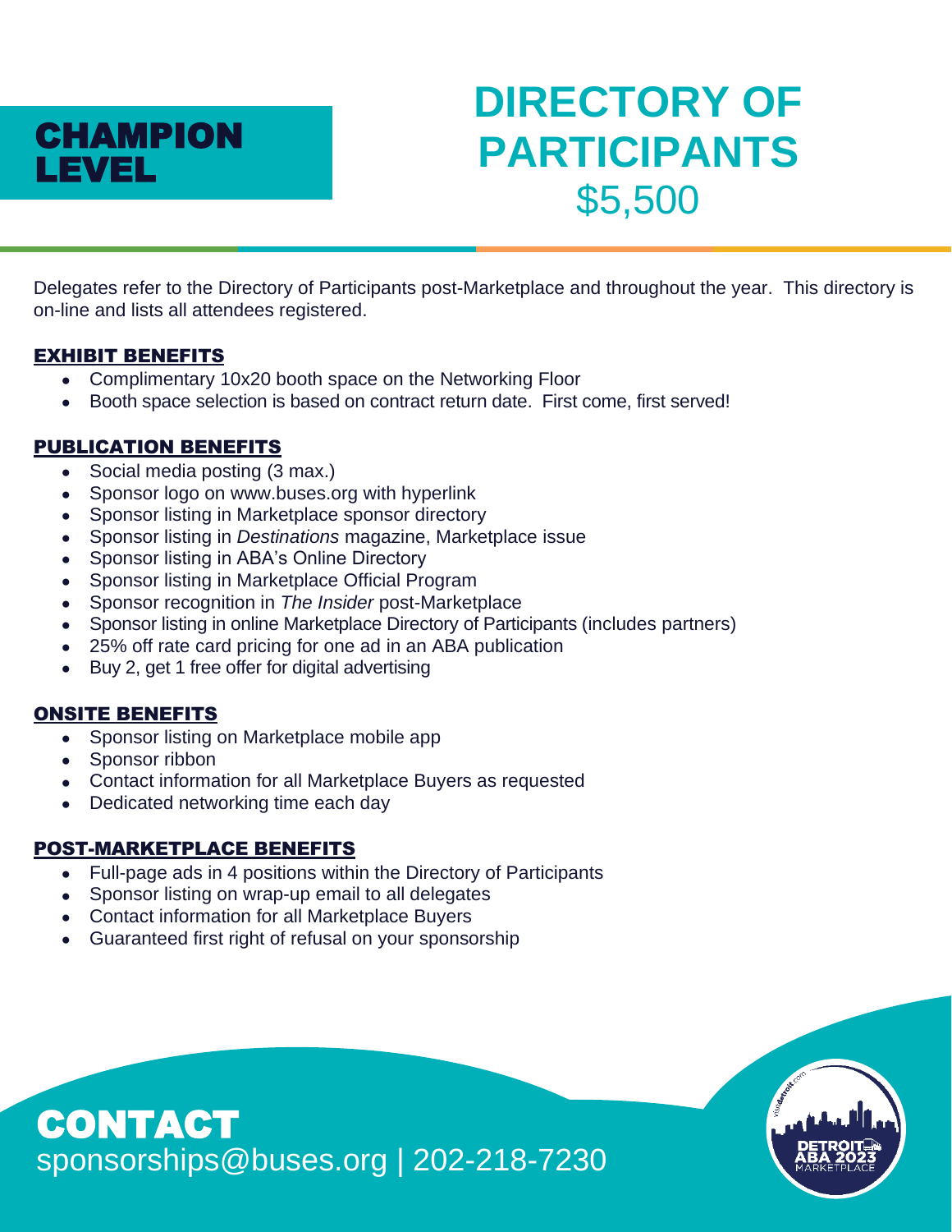# CHAMPION LEVEL

# DIRECTORY OF PARTICIPANTS

## $5,500

Delegates refer to the Directory of Participants post-Marketplace and throughout the year. This directory is on-line and lists all attendees registered.

### EXHIBIT BENEFITS

- Complimentary 10x20 booth space on the Networking Floor
- Booth space selection is based on contract return date. First come, first served!

### PUBLICATION BENEFITS

- Social media posting (3 max.)
- Sponsor logo on www.buses.org with hyperlink
- Sponsor listing in Marketplace sponsor directory
- Sponsor listing in *Destinations* magazine, Marketplace issue
- Sponsor listing in ABA's Online Directory
- Sponsor listing in Marketplace Official Program
- Sponsor recognition in *The Insider* post-Marketplace
- Sponsor listing in online Marketplace Directory of Participants (includes partners)
- 25% off rate card pricing for one ad in an ABA publication
- Buy 2, get 1 free offer for digital advertising

### ONSITE BENEFITS

- Sponsor listing on Marketplace mobile app
- Sponsor ribbon
- Contact information for all Marketplace Buyers as requested
- Dedicated networking time each day

### POST-MARKETPLACE BENEFITS

- Full-page ads in 4 positions within the Directory of Participants
- Sponsor listing on wrap-up email to all delegates
- Contact information for all Marketplace Buyers
- Guaranteed first right of refusal on your sponsorship

## CONTACT

sponsorships@buses.org | 202-218-7230

DETROIT ABA 2023 MARKETPLACE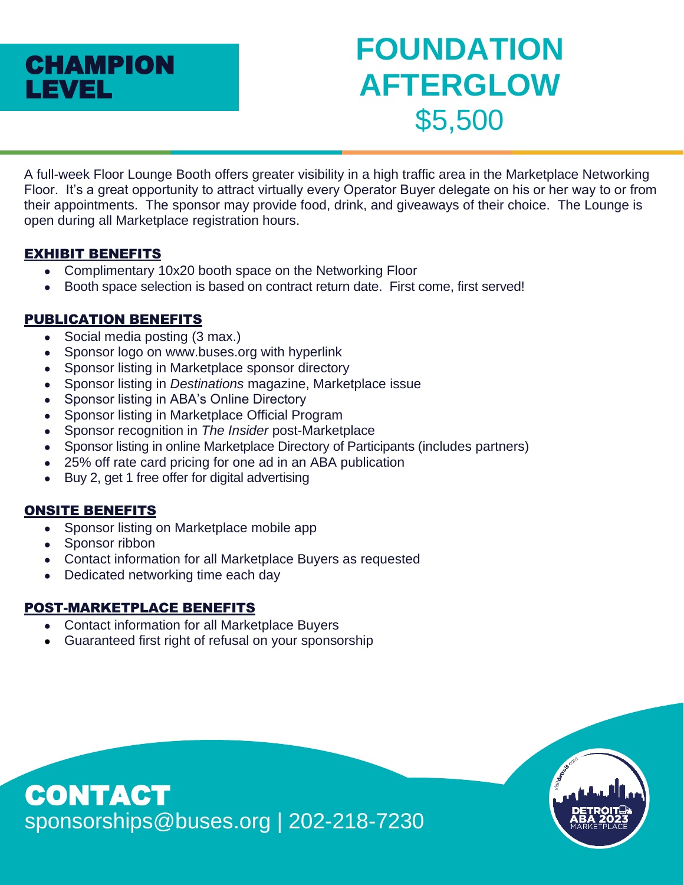# CHAMPION LEVEL

# FOUNDATION AFTERGLOW
## $5,500

A full-week Floor Lounge Booth offers greater visibility in a high traffic area in the Marketplace Networking Floor. It's a great opportunity to attract virtually every Operator Buyer delegate on his or her way to or from their appointments. The sponsor may provide food, drink, and giveaways of their choice. The Lounge is open during all Marketplace registration hours.

### EXHIBIT BENEFITS

- Complimentary 10x20 booth space on the Networking Floor
- Booth space selection is based on contract return date. First come, first served!

### PUBLICATION BENEFITS

- Social media posting (3 max.)
- Sponsor logo on www.buses.org with hyperlink
- Sponsor listing in Marketplace sponsor directory
- Sponsor listing in *Destinations* magazine, Marketplace issue
- Sponsor listing in ABA's Online Directory
- Sponsor listing in Marketplace Official Program
- Sponsor recognition in *The Insider* post-Marketplace
- Sponsor listing in online Marketplace Directory of Participants (includes partners)
- 25% off rate card pricing for one ad in an ABA publication
- Buy 2, get 1 free offer for digital advertising

### ONSITE BENEFITS

- Sponsor listing on Marketplace mobile app
- Sponsor ribbon
- Contact information for all Marketplace Buyers as requested
- Dedicated networking time each day

### POST-MARKETPLACE BENEFITS

- Contact information for all Marketplace Buyers
- Guaranteed first right of refusal on your sponsorship

## CONTACT

sponsorships@buses.org | 202-218-7230

visitdetroit.com DETROIT ABA 2023 MARKETPLACE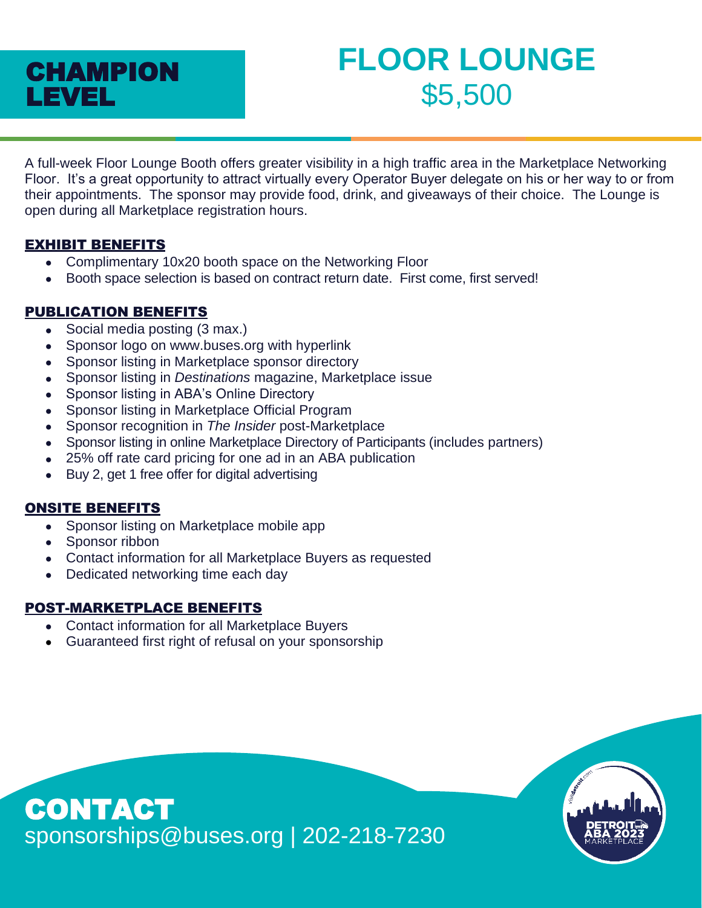# CHAMPION LEVEL

# FLOOR LOUNGE
## $5,500

A full-week Floor Lounge Booth offers greater visibility in a high traffic area in the Marketplace Networking Floor. It's a great opportunity to attract virtually every Operator Buyer delegate on his or her way to or from their appointments. The sponsor may provide food, drink, and giveaways of their choice. The Lounge is open during all Marketplace registration hours.

### EXHIBIT BENEFITS

- Complimentary 10x20 booth space on the Networking Floor
- Booth space selection is based on contract return date. First come, first served!

### PUBLICATION BENEFITS

- Social media posting (3 max.)
- Sponsor logo on www.buses.org with hyperlink
- Sponsor listing in Marketplace sponsor directory
- Sponsor listing in *Destinations* magazine, Marketplace issue
- Sponsor listing in ABA's Online Directory
- Sponsor listing in Marketplace Official Program
- Sponsor recognition in *The Insider* post-Marketplace
- Sponsor listing in online Marketplace Directory of Participants (includes partners)
- 25% off rate card pricing for one ad in an ABA publication
- Buy 2, get 1 free offer for digital advertising

### ONSITE BENEFITS

- Sponsor listing on Marketplace mobile app
- Sponsor ribbon
- Contact information for all Marketplace Buyers as requested
- Dedicated networking time each day

### POST-MARKETPLACE BENEFITS

- Contact information for all Marketplace Buyers
- Guaranteed first right of refusal on your sponsorship

## CONTACT

sponsorships@buses.org | 202-218-7230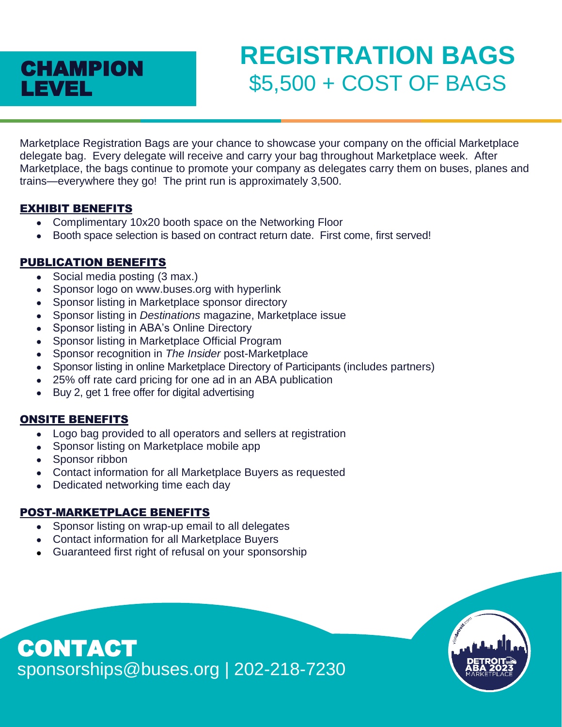## CHAMPION LEVEL

# REGISTRATION BAGS

## $5,500 + COST OF BAGS

Marketplace Registration Bags are your chance to showcase your company on the official Marketplace delegate bag. Every delegate will receive and carry your bag throughout Marketplace week. After Marketplace, the bags continue to promote your company as delegates carry them on buses, planes and trains—everywhere they go! The print run is approximately 3,500.

### EXHIBIT BENEFITS

- Complimentary 10x20 booth space on the Networking Floor
- Booth space selection is based on contract return date. First come, first served!

### PUBLICATION BENEFITS

- Social media posting (3 max.)
- Sponsor logo on www.buses.org with hyperlink
- Sponsor listing in Marketplace sponsor directory
- Sponsor listing in *Destinations* magazine, Marketplace issue
- Sponsor listing in ABA's Online Directory
- Sponsor listing in Marketplace Official Program
- Sponsor recognition in *The Insider* post-Marketplace
- Sponsor listing in online Marketplace Directory of Participants (includes partners)
- 25% off rate card pricing for one ad in an ABA publication
- Buy 2, get 1 free offer for digital advertising

### ONSITE BENEFITS

- Logo bag provided to all operators and sellers at registration
- Sponsor listing on Marketplace mobile app
- Sponsor ribbon
- Contact information for all Marketplace Buyers as requested
- Dedicated networking time each day

### POST-MARKETPLACE BENEFITS

- Sponsor listing on wrap-up email to all delegates
- Contact information for all Marketplace Buyers
- Guaranteed first right of refusal on your sponsorship

## CONTACT

sponsorships@buses.org | 202-218-7230

visitdetroit.com DETROIT ABA 2023 MARKETPLACE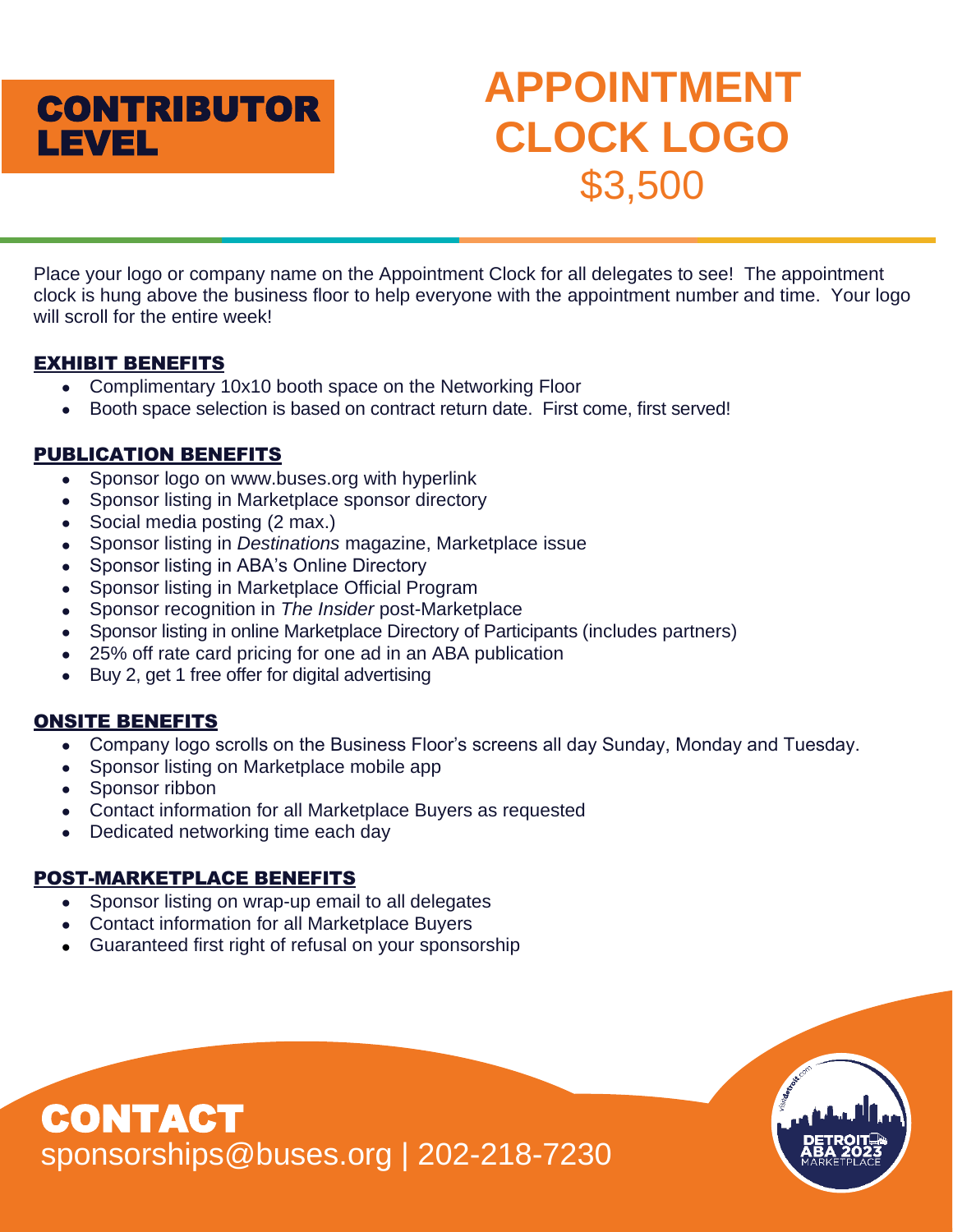# CONTRIBUTOR LEVEL

# APPOINTMENT CLOCK LOGO

## $3,500

Place your logo or company name on the Appointment Clock for all delegates to see! The appointment clock is hung above the business floor to help everyone with the appointment number and time. Your logo will scroll for the entire week!

### EXHIBIT BENEFITS

- Complimentary 10x10 booth space on the Networking Floor
- Booth space selection is based on contract return date. First come, first served!

### PUBLICATION BENEFITS

- Sponsor logo on www.buses.org with hyperlink
- Sponsor listing in Marketplace sponsor directory
- Social media posting (2 max.)
- Sponsor listing in *Destinations* magazine, Marketplace issue
- Sponsor listing in ABA's Online Directory
- Sponsor listing in Marketplace Official Program
- Sponsor recognition in *The Insider* post-Marketplace
- Sponsor listing in online Marketplace Directory of Participants (includes partners)
- 25% off rate card pricing for one ad in an ABA publication
- Buy 2, get 1 free offer for digital advertising

### ONSITE BENEFITS

- Company logo scrolls on the Business Floor's screens all day Sunday, Monday and Tuesday.
- Sponsor listing on Marketplace mobile app
- Sponsor ribbon
- Contact information for all Marketplace Buyers as requested
- Dedicated networking time each day

### POST-MARKETPLACE BENEFITS

- Sponsor listing on wrap-up email to all delegates
- Contact information for all Marketplace Buyers
- Guaranteed first right of refusal on your sponsorship

## CONTACT

sponsorships@buses.org | 202-218-7230

visitdetroit.com DETROIT ABA 2023 MARKETPLACE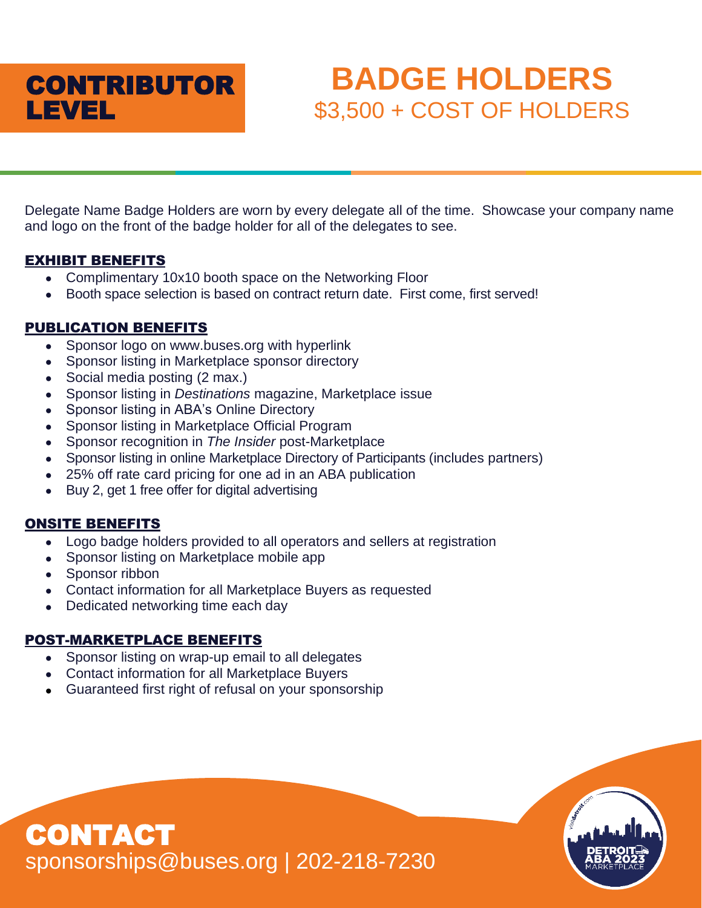# CONTRIBUTOR LEVEL

# BADGE HOLDERS

## $3,500 + COST OF HOLDERS

Delegate Name Badge Holders are worn by every delegate all of the time. Showcase your company name and logo on the front of the badge holder for all of the delegates to see.

### EXHIBIT BENEFITS

- Complimentary 10x10 booth space on the Networking Floor
- Booth space selection is based on contract return date. First come, first served!

### PUBLICATION BENEFITS

- Sponsor logo on www.buses.org with hyperlink
- Sponsor listing in Marketplace sponsor directory
- Social media posting (2 max.)
- Sponsor listing in *Destinations* magazine, Marketplace issue
- Sponsor listing in ABA's Online Directory
- Sponsor listing in Marketplace Official Program
- Sponsor recognition in *The Insider* post-Marketplace
- Sponsor listing in online Marketplace Directory of Participants (includes partners)
- 25% off rate card pricing for one ad in an ABA publication
- Buy 2, get 1 free offer for digital advertising

### ONSITE BENEFITS

- Logo badge holders provided to all operators and sellers at registration
- Sponsor listing on Marketplace mobile app
- Sponsor ribbon
- Contact information for all Marketplace Buyers as requested
- Dedicated networking time each day

### POST-MARKETPLACE BENEFITS

- Sponsor listing on wrap-up email to all delegates
- Contact information for all Marketplace Buyers
- Guaranteed first right of refusal on your sponsorship

## CONTACT

sponsorships@buses.org | 202-218-7230

visitdetroit.com
DETROIT ABA 2023 MARKETPLACE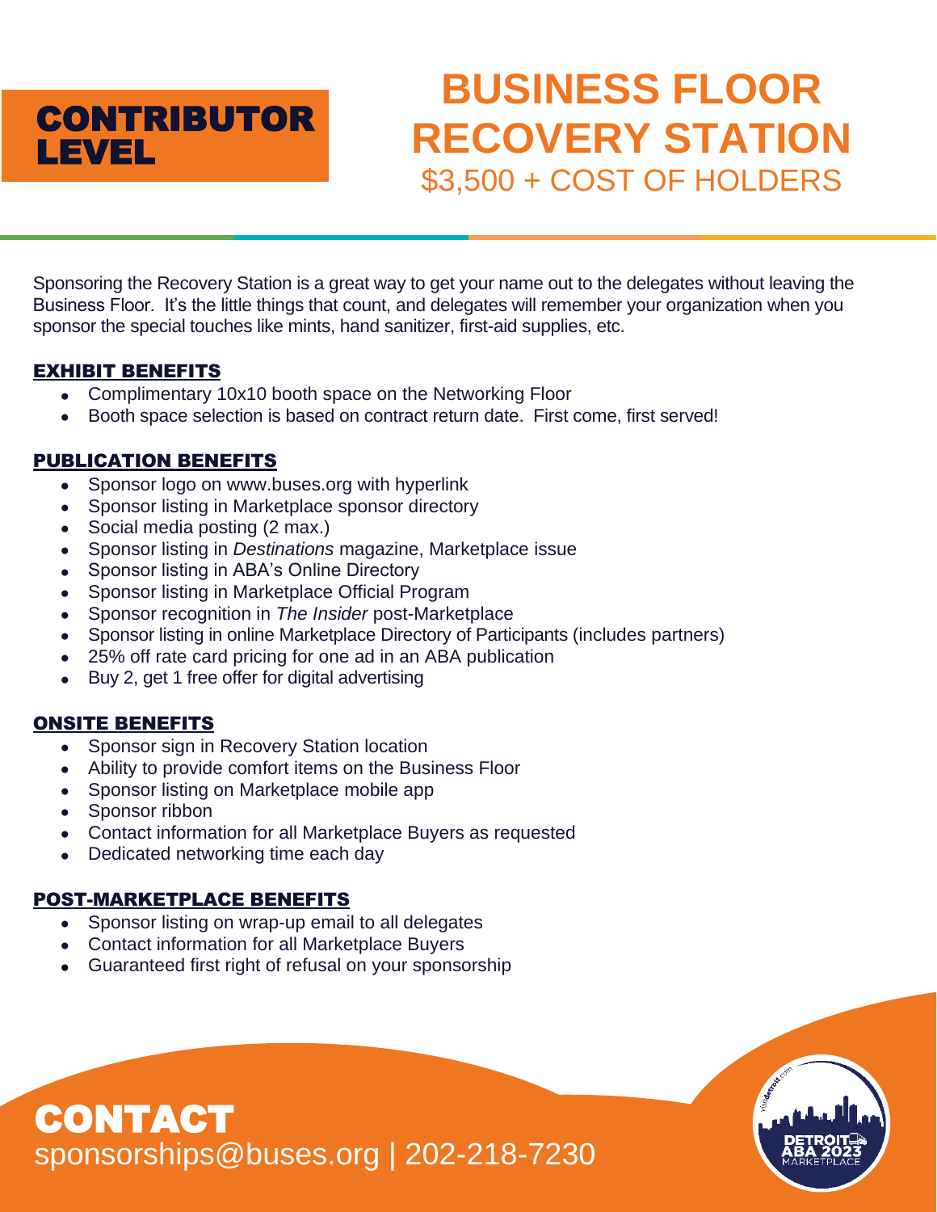## CONTRIBUTOR LEVEL

# BUSINESS FLOOR RECOVERY STATION

$3,500 + COST OF HOLDERS

Sponsoring the Recovery Station is a great way to get your name out to the delegates without leaving the Business Floor. It's the little things that count, and delegates will remember your organization when you sponsor the special touches like mints, hand sanitizer, first-aid supplies, etc.

### EXHIBIT BENEFITS

- Complimentary 10x10 booth space on the Networking Floor
- Booth space selection is based on contract return date. First come, first served!

### PUBLICATION BENEFITS

- Sponsor logo on www.buses.org with hyperlink
- Sponsor listing in Marketplace sponsor directory
- Social media posting (2 max.)
- Sponsor listing in *Destinations* magazine, Marketplace issue
- Sponsor listing in ABA's Online Directory
- Sponsor listing in Marketplace Official Program
- Sponsor recognition in *The Insider* post-Marketplace
- Sponsor listing in online Marketplace Directory of Participants (includes partners)
- 25% off rate card pricing for one ad in an ABA publication
- Buy 2, get 1 free offer for digital advertising

### ONSITE BENEFITS

- Sponsor sign in Recovery Station location
- Ability to provide comfort items on the Business Floor
- Sponsor listing on Marketplace mobile app
- Sponsor ribbon
- Contact information for all Marketplace Buyers as requested
- Dedicated networking time each day

### POST-MARKETPLACE BENEFITS

- Sponsor listing on wrap-up email to all delegates
- Contact information for all Marketplace Buyers
- Guaranteed first right of refusal on your sponsorship

## CONTACT

sponsorships@buses.org | 202-218-7230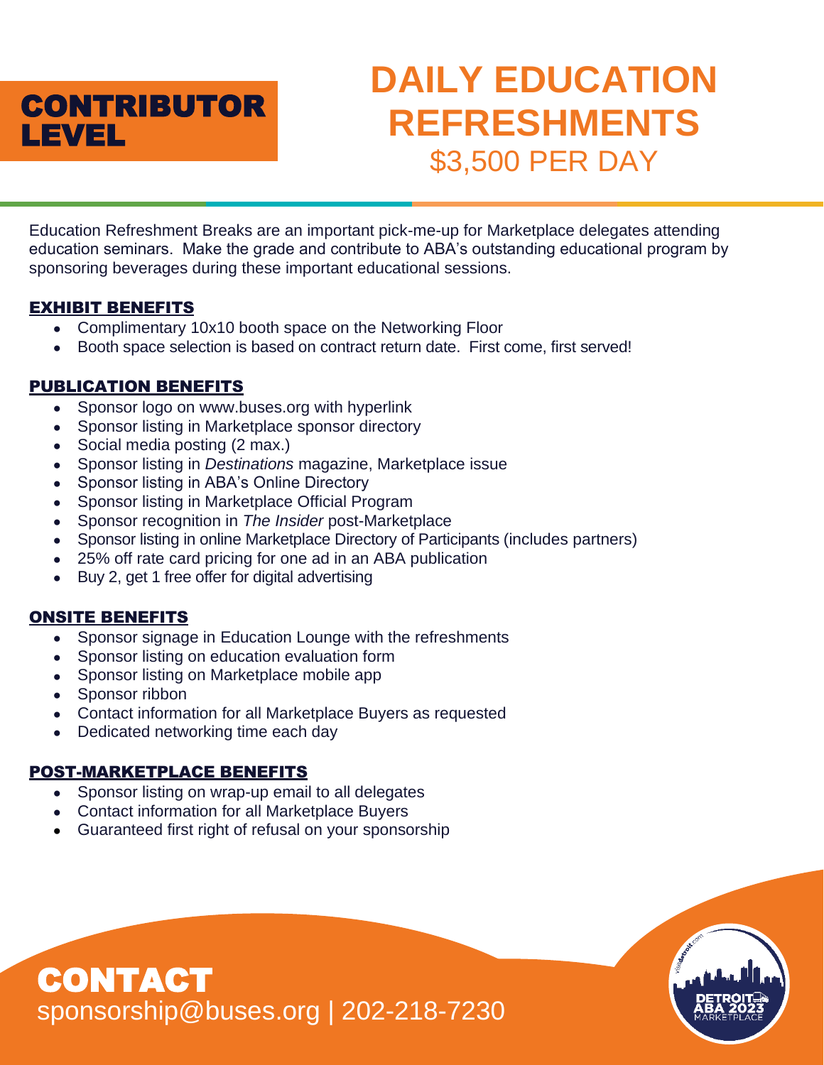## CONTRIBUTOR LEVEL

# DAILY EDUCATION REFRESHMENTS

## $3,500 PER DAY

Education Refreshment Breaks are an important pick-me-up for Marketplace delegates attending education seminars. Make the grade and contribute to ABA's outstanding educational program by sponsoring beverages during these important educational sessions.

### EXHIBIT BENEFITS

- Complimentary 10x10 booth space on the Networking Floor
- Booth space selection is based on contract return date. First come, first served!

### PUBLICATION BENEFITS

- Sponsor logo on www.buses.org with hyperlink
- Sponsor listing in Marketplace sponsor directory
- Social media posting (2 max.)
- Sponsor listing in *Destinations* magazine, Marketplace issue
- Sponsor listing in ABA's Online Directory
- Sponsor listing in Marketplace Official Program
- Sponsor recognition in *The Insider* post-Marketplace
- Sponsor listing in online Marketplace Directory of Participants (includes partners)
- 25% off rate card pricing for one ad in an ABA publication
- Buy 2, get 1 free offer for digital advertising

### ONSITE BENEFITS

- Sponsor signage in Education Lounge with the refreshments
- Sponsor listing on education evaluation form
- Sponsor listing on Marketplace mobile app
- Sponsor ribbon
- Contact information for all Marketplace Buyers as requested
- Dedicated networking time each day

### POST-MARKETPLACE BENEFITS

- Sponsor listing on wrap-up email to all delegates
- Contact information for all Marketplace Buyers
- Guaranteed first right of refusal on your sponsorship

## CONTACT

sponsorship@buses.org | 202-218-7230

DETROIT ABA 2023 MARKETPLACE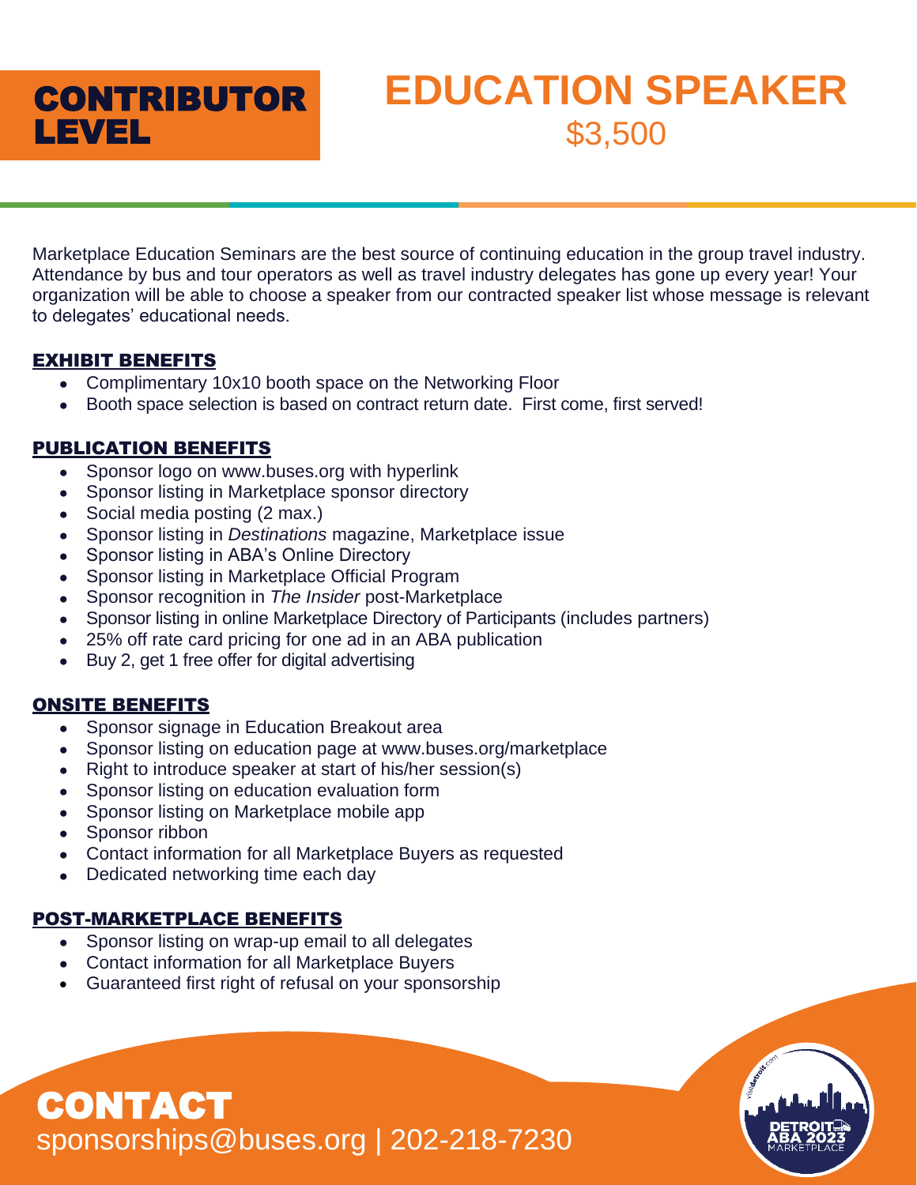**CONTRIBUTOR LEVEL**

# EDUCATION SPEAKER

## $3,500

Marketplace Education Seminars are the best source of continuing education in the group travel industry. Attendance by bus and tour operators as well as travel industry delegates has gone up every year! Your organization will be able to choose a speaker from our contracted speaker list whose message is relevant to delegates' educational needs.

### EXHIBIT BENEFITS

- Complimentary 10x10 booth space on the Networking Floor
- Booth space selection is based on contract return date. First come, first served!

### PUBLICATION BENEFITS

- Sponsor logo on www.buses.org with hyperlink
- Sponsor listing in Marketplace sponsor directory
- Social media posting (2 max.)
- Sponsor listing in *Destinations* magazine, Marketplace issue
- Sponsor listing in ABA's Online Directory
- Sponsor listing in Marketplace Official Program
- Sponsor recognition in *The Insider* post-Marketplace
- Sponsor listing in online Marketplace Directory of Participants (includes partners)
- 25% off rate card pricing for one ad in an ABA publication
- Buy 2, get 1 free offer for digital advertising

### ONSITE BENEFITS

- Sponsor signage in Education Breakout area
- Sponsor listing on education page at www.buses.org/marketplace
- Right to introduce speaker at start of his/her session(s)
- Sponsor listing on education evaluation form
- Sponsor listing on Marketplace mobile app
- Sponsor ribbon
- Contact information for all Marketplace Buyers as requested
- Dedicated networking time each day

### POST-MARKETPLACE BENEFITS

- Sponsor listing on wrap-up email to all delegates
- Contact information for all Marketplace Buyers
- Guaranteed first right of refusal on your sponsorship

## CONTACT

sponsorships@buses.org | 202-218-7230

DETROIT ABA 2023 MARKETPLACE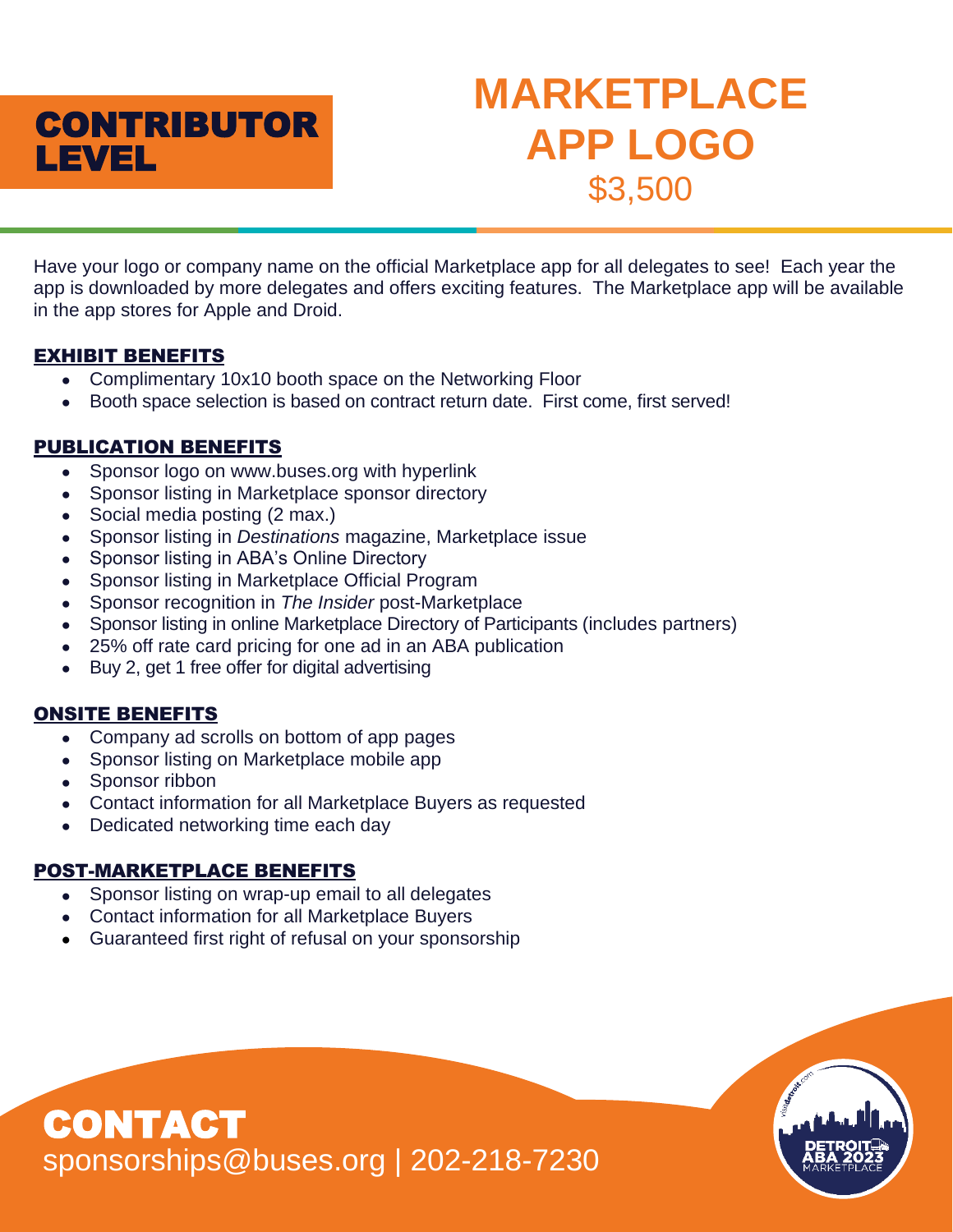## CONTRIBUTOR LEVEL

# MARKETPLACE APP LOGO

## $3,500

Have your logo or company name on the official Marketplace app for all delegates to see! Each year the app is downloaded by more delegates and offers exciting features. The Marketplace app will be available in the app stores for Apple and Droid.

### EXHIBIT BENEFITS

- Complimentary 10x10 booth space on the Networking Floor
- Booth space selection is based on contract return date. First come, first served!

### PUBLICATION BENEFITS

- Sponsor logo on www.buses.org with hyperlink
- Sponsor listing in Marketplace sponsor directory
- Social media posting (2 max.)
- Sponsor listing in *Destinations* magazine, Marketplace issue
- Sponsor listing in ABA's Online Directory
- Sponsor listing in Marketplace Official Program
- Sponsor recognition in *The Insider* post-Marketplace
- Sponsor listing in online Marketplace Directory of Participants (includes partners)
- 25% off rate card pricing for one ad in an ABA publication
- Buy 2, get 1 free offer for digital advertising

### ONSITE BENEFITS

- Company ad scrolls on bottom of app pages
- Sponsor listing on Marketplace mobile app
- Sponsor ribbon
- Contact information for all Marketplace Buyers as requested
- Dedicated networking time each day

### POST-MARKETPLACE BENEFITS

- Sponsor listing on wrap-up email to all delegates
- Contact information for all Marketplace Buyers
- Guaranteed first right of refusal on your sponsorship

## CONTACT

sponsorships@buses.org | 202-218-7230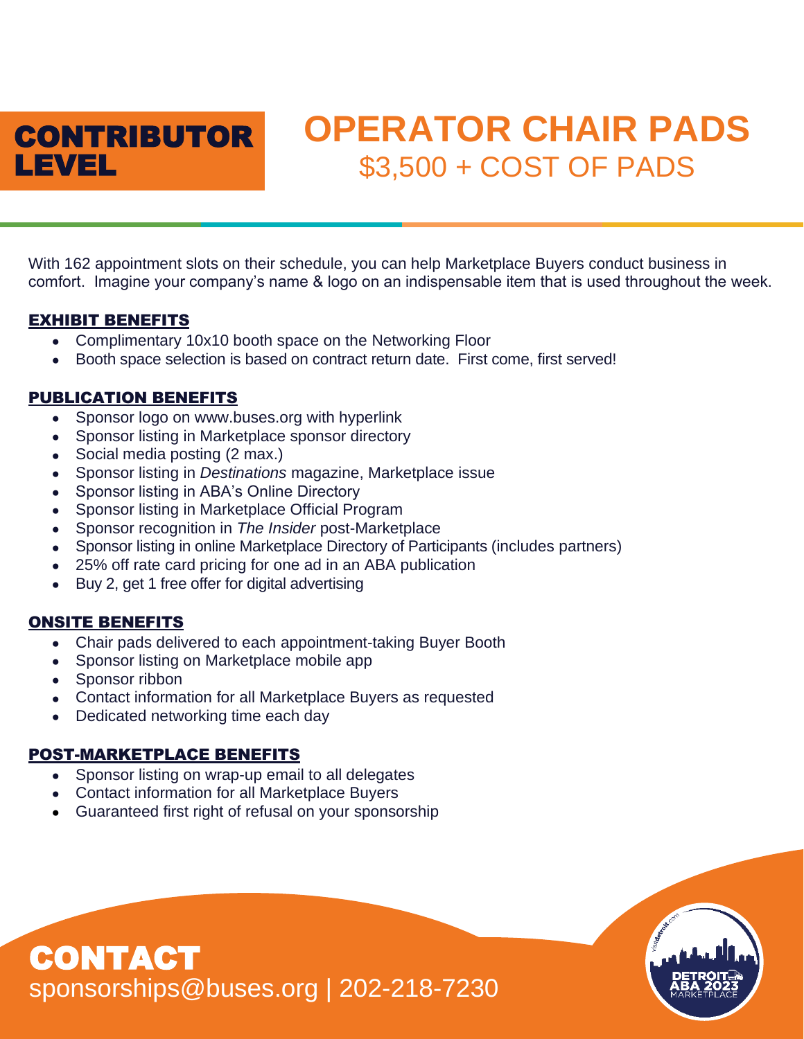## CONTRIBUTOR LEVEL

# OPERATOR CHAIR PADS

## $3,500 + COST OF PADS

With 162 appointment slots on their schedule, you can help Marketplace Buyers conduct business in comfort. Imagine your company's name & logo on an indispensable item that is used throughout the week.

### EXHIBIT BENEFITS

- Complimentary 10x10 booth space on the Networking Floor
- Booth space selection is based on contract return date. First come, first served!

### PUBLICATION BENEFITS

- Sponsor logo on www.buses.org with hyperlink
- Sponsor listing in Marketplace sponsor directory
- Social media posting (2 max.)
- Sponsor listing in *Destinations* magazine, Marketplace issue
- Sponsor listing in ABA's Online Directory
- Sponsor listing in Marketplace Official Program
- Sponsor recognition in *The Insider* post-Marketplace
- Sponsor listing in online Marketplace Directory of Participants (includes partners)
- 25% off rate card pricing for one ad in an ABA publication
- Buy 2, get 1 free offer for digital advertising

### ONSITE BENEFITS

- Chair pads delivered to each appointment-taking Buyer Booth
- Sponsor listing on Marketplace mobile app
- Sponsor ribbon
- Contact information for all Marketplace Buyers as requested
- Dedicated networking time each day

### POST-MARKETPLACE BENEFITS

- Sponsor listing on wrap-up email to all delegates
- Contact information for all Marketplace Buyers
- Guaranteed first right of refusal on your sponsorship

## CONTACT

sponsorships@buses.org | 202-218-7230

DETROIT ABA 2023 MARKETPLACE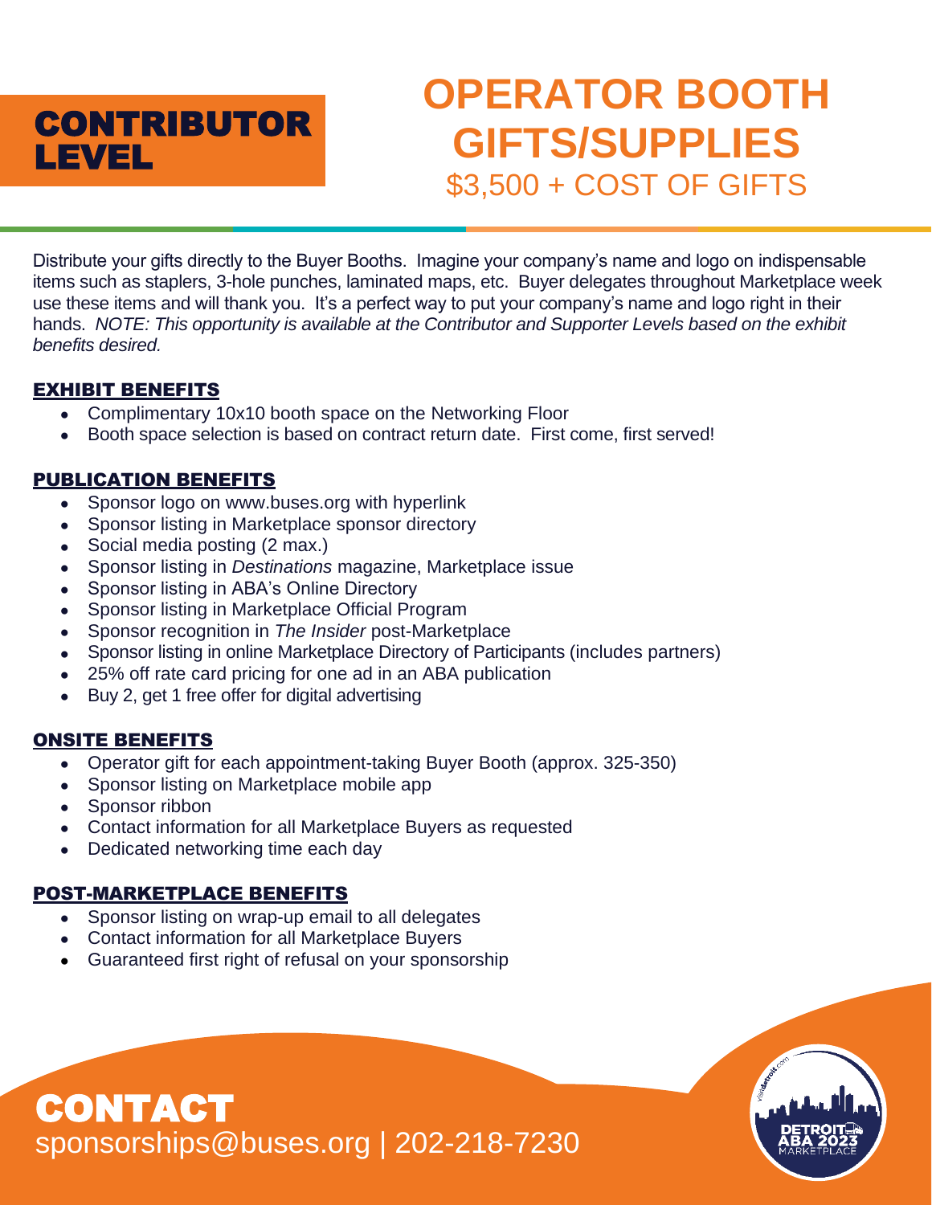# CONTRIBUTOR LEVEL

# OPERATOR BOOTH GIFTS/SUPPLIES

## $3,500 + COST OF GIFTS

Distribute your gifts directly to the Buyer Booths. Imagine your company's name and logo on indispensable items such as staplers, 3-hole punches, laminated maps, etc. Buyer delegates throughout Marketplace week use these items and will thank you. It's a perfect way to put your company's name and logo right in their hands. *NOTE: This opportunity is available at the Contributor and Supporter Levels based on the exhibit benefits desired.*

### EXHIBIT BENEFITS

- Complimentary 10x10 booth space on the Networking Floor
- Booth space selection is based on contract return date. First come, first served!

### PUBLICATION BENEFITS

- Sponsor logo on www.buses.org with hyperlink
- Sponsor listing in Marketplace sponsor directory
- Social media posting (2 max.)
- Sponsor listing in *Destinations* magazine, Marketplace issue
- Sponsor listing in ABA's Online Directory
- Sponsor listing in Marketplace Official Program
- Sponsor recognition in *The Insider* post-Marketplace
- Sponsor listing in online Marketplace Directory of Participants (includes partners)
- 25% off rate card pricing for one ad in an ABA publication
- Buy 2, get 1 free offer for digital advertising

### ONSITE BENEFITS

- Operator gift for each appointment-taking Buyer Booth (approx. 325-350)
- Sponsor listing on Marketplace mobile app
- Sponsor ribbon
- Contact information for all Marketplace Buyers as requested
- Dedicated networking time each day

### POST-MARKETPLACE BENEFITS

- Sponsor listing on wrap-up email to all delegates
- Contact information for all Marketplace Buyers
- Guaranteed first right of refusal on your sponsorship

## CONTACT

sponsorships@buses.org | 202-218-7230

DETROIT ABA 2023 MARKETPLACE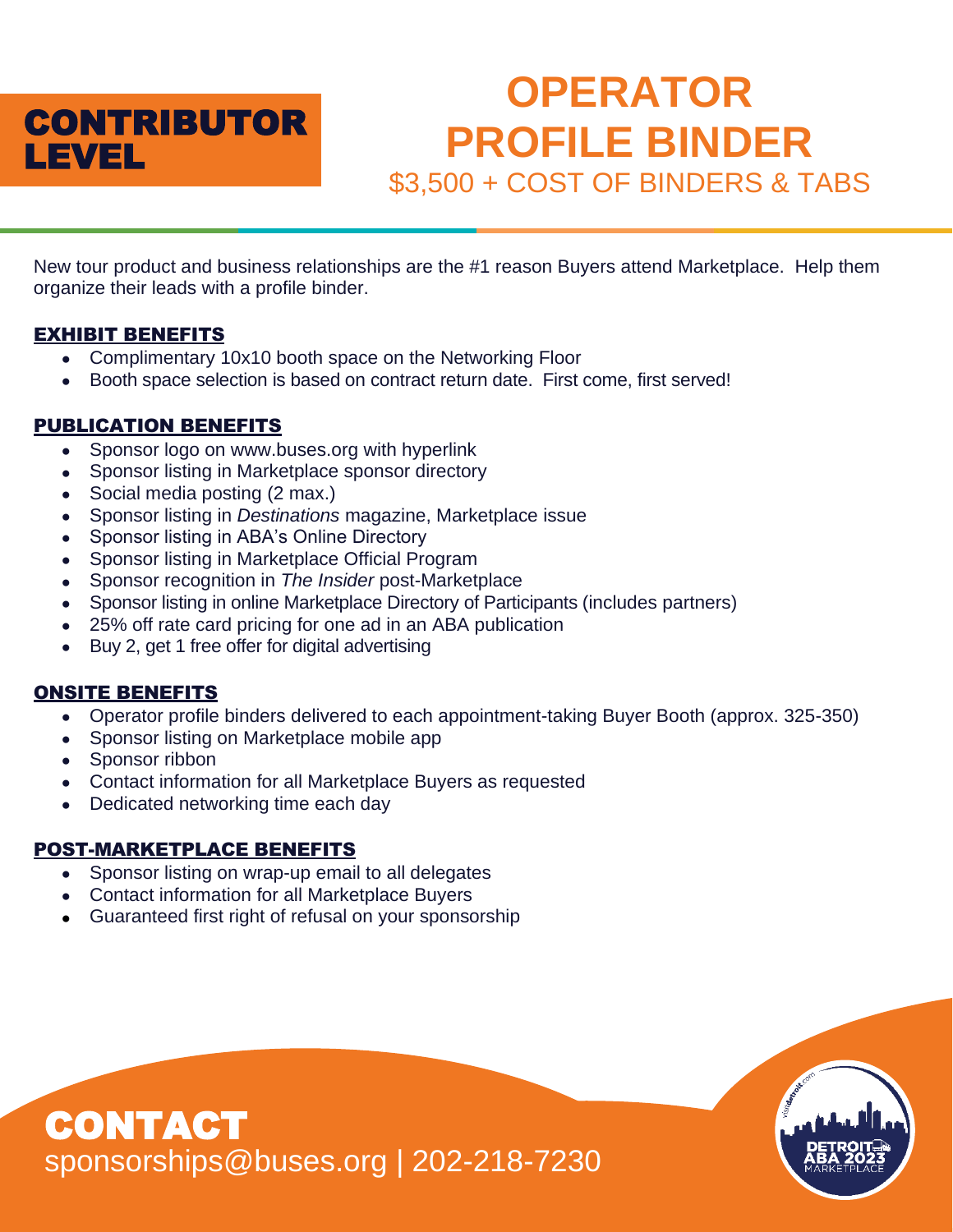# CONTRIBUTOR LEVEL

# OPERATOR PROFILE BINDER

## $3,500 + COST OF BINDERS & TABS

New tour product and business relationships are the #1 reason Buyers attend Marketplace. Help them organize their leads with a profile binder.

### EXHIBIT BENEFITS

- Complimentary 10x10 booth space on the Networking Floor
- Booth space selection is based on contract return date. First come, first served!

### PUBLICATION BENEFITS

- Sponsor logo on www.buses.org with hyperlink
- Sponsor listing in Marketplace sponsor directory
- Social media posting (2 max.)
- Sponsor listing in *Destinations* magazine, Marketplace issue
- Sponsor listing in ABA's Online Directory
- Sponsor listing in Marketplace Official Program
- Sponsor recognition in *The Insider* post-Marketplace
- Sponsor listing in online Marketplace Directory of Participants (includes partners)
- 25% off rate card pricing for one ad in an ABA publication
- Buy 2, get 1 free offer for digital advertising

### ONSITE BENEFITS

- Operator profile binders delivered to each appointment-taking Buyer Booth (approx. 325-350)
- Sponsor listing on Marketplace mobile app
- Sponsor ribbon
- Contact information for all Marketplace Buyers as requested
- Dedicated networking time each day

### POST-MARKETPLACE BENEFITS

- Sponsor listing on wrap-up email to all delegates
- Contact information for all Marketplace Buyers
- Guaranteed first right of refusal on your sponsorship

## CONTACT

sponsorships@buses.org | 202-218-7230

visitdetroit.com DETROIT ABA 2023 MARKETPLACE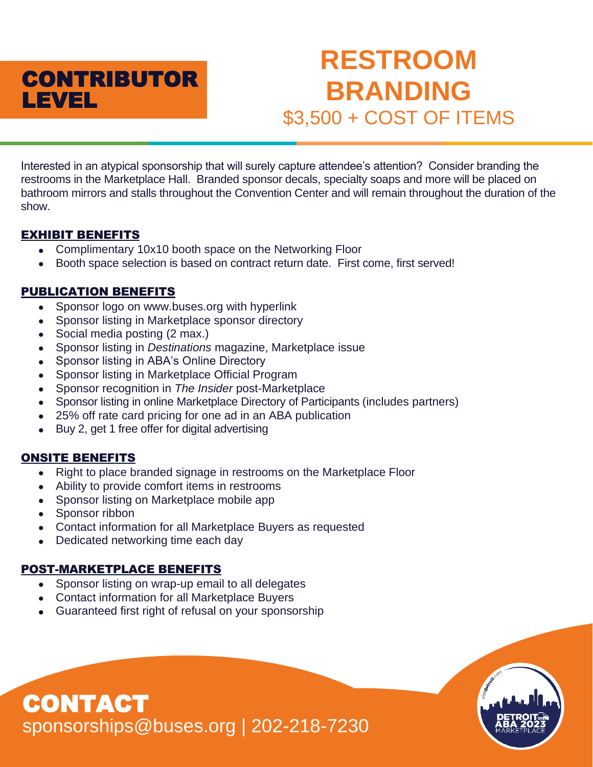## CONTRIBUTOR LEVEL

# RESTROOM BRANDING

## $3,500 + COST OF ITEMS

Interested in an atypical sponsorship that will surely capture attendee's attention? Consider branding the restrooms in the Marketplace Hall. Branded sponsor decals, specialty soaps and more will be placed on bathroom mirrors and stalls throughout the Convention Center and will remain throughout the duration of the show.

### EXHIBIT BENEFITS

- Complimentary 10x10 booth space on the Networking Floor
- Booth space selection is based on contract return date. First come, first served!

### PUBLICATION BENEFITS

- Sponsor logo on www.buses.org with hyperlink
- Sponsor listing in Marketplace sponsor directory
- Social media posting (2 max.)
- Sponsor listing in *Destinations* magazine, Marketplace issue
- Sponsor listing in ABA's Online Directory
- Sponsor listing in Marketplace Official Program
- Sponsor recognition in *The Insider* post-Marketplace
- Sponsor listing in online Marketplace Directory of Participants (includes partners)
- 25% off rate card pricing for one ad in an ABA publication
- Buy 2, get 1 free offer for digital advertising

### ONSITE BENEFITS

- Right to place branded signage in restrooms on the Marketplace Floor
- Ability to provide comfort items in restrooms
- Sponsor listing on Marketplace mobile app
- Sponsor ribbon
- Contact information for all Marketplace Buyers as requested
- Dedicated networking time each day

### POST-MARKETPLACE BENEFITS

- Sponsor listing on wrap-up email to all delegates
- Contact information for all Marketplace Buyers
- Guaranteed first right of refusal on your sponsorship

## CONTACT

sponsorships@buses.org | 202-218-7230

visitdetroit.com
DETROIT ABA 2023 MARKETPLACE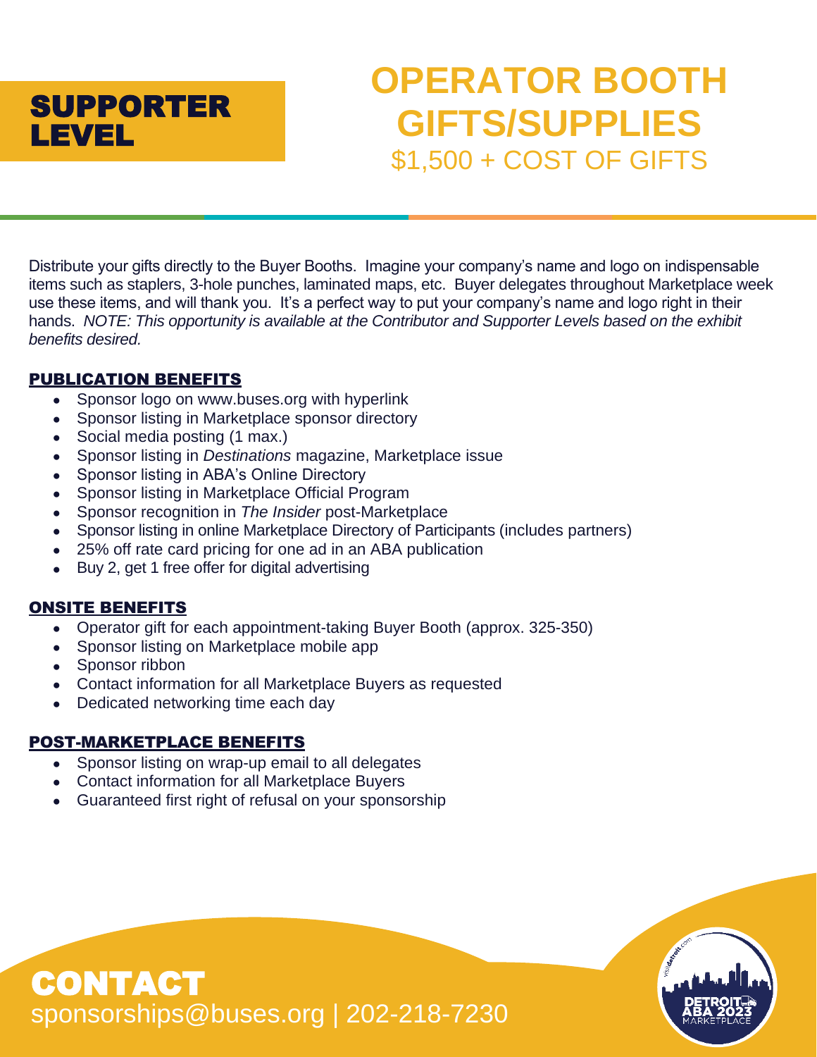## SUPPORTER LEVEL

# OPERATOR BOOTH GIFTS/SUPPLIES

$1,500 + COST OF GIFTS

Distribute your gifts directly to the Buyer Booths. Imagine your company's name and logo on indispensable items such as staplers, 3-hole punches, laminated maps, etc. Buyer delegates throughout Marketplace week use these items, and will thank you. It's a perfect way to put your company's name and logo right in their hands. *NOTE: This opportunity is available at the Contributor and Supporter Levels based on the exhibit benefits desired.*

### PUBLICATION BENEFITS

- Sponsor logo on www.buses.org with hyperlink
- Sponsor listing in Marketplace sponsor directory
- Social media posting (1 max.)
- Sponsor listing in *Destinations* magazine, Marketplace issue
- Sponsor listing in ABA's Online Directory
- Sponsor listing in Marketplace Official Program
- Sponsor recognition in *The Insider* post-Marketplace
- Sponsor listing in online Marketplace Directory of Participants (includes partners)
- 25% off rate card pricing for one ad in an ABA publication
- Buy 2, get 1 free offer for digital advertising

### ONSITE BENEFITS

- Operator gift for each appointment-taking Buyer Booth (approx. 325-350)
- Sponsor listing on Marketplace mobile app
- Sponsor ribbon
- Contact information for all Marketplace Buyers as requested
- Dedicated networking time each day

### POST-MARKETPLACE BENEFITS

- Sponsor listing on wrap-up email to all delegates
- Contact information for all Marketplace Buyers
- Guaranteed first right of refusal on your sponsorship

## CONTACT

sponsorships@buses.org | 202-218-7230